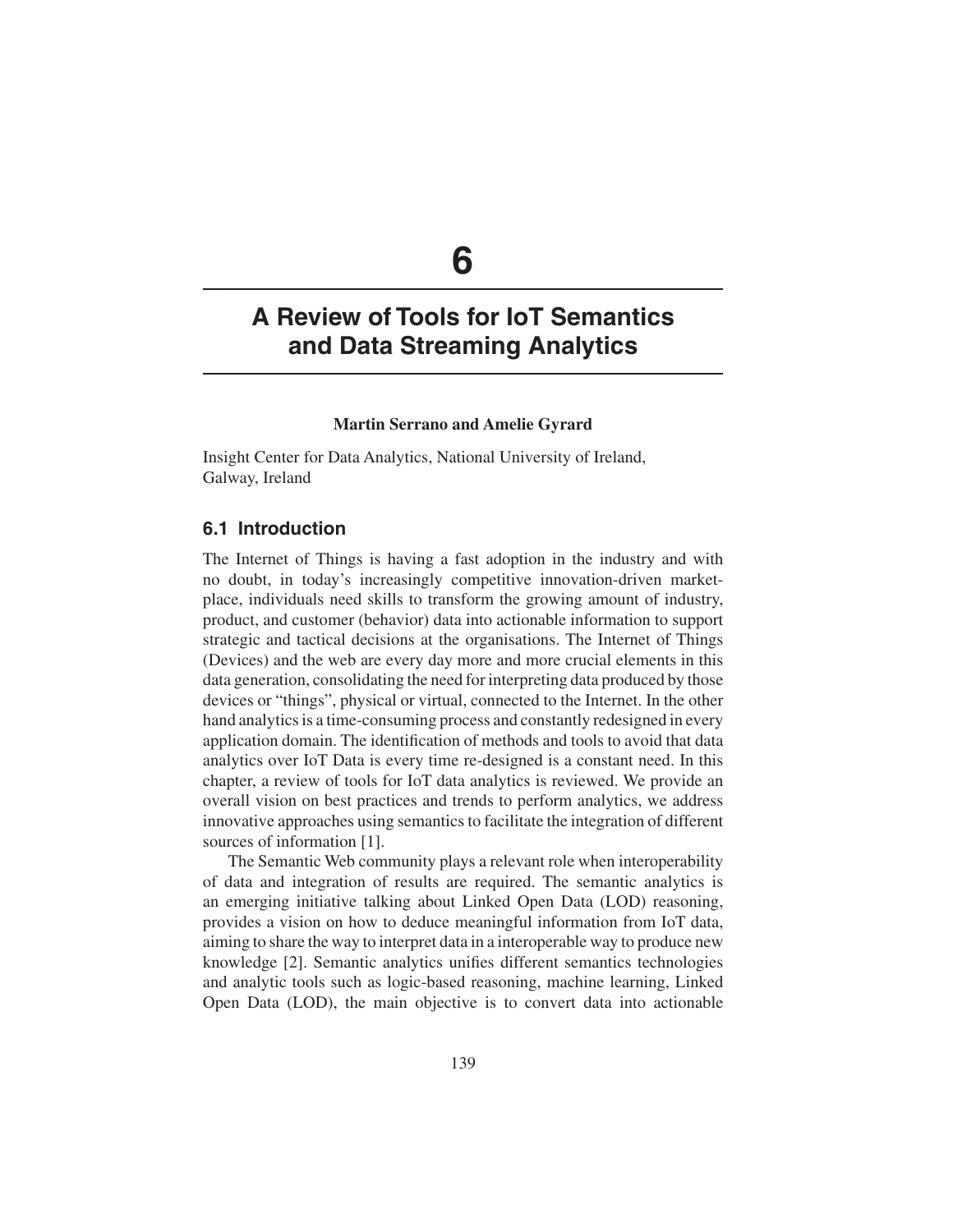# 6

# A Review of Tools for IoT Semantics and Data Streaming Analytics

**Martin Serrano and Amelie Gyrard**

Insight Center for Data Analytics, National University of Ireland, Galway, Ireland

## 6.1 Introduction

The Internet of Things is having a fast adoption in the industry and with no doubt, in today's increasingly competitive innovation-driven marketplace, individuals need skills to transform the growing amount of industry, product, and customer (behavior) data into actionable information to support strategic and tactical decisions at the organisations. The Internet of Things (Devices) and the web are every day more and more crucial elements in this data generation, consolidating the need for interpreting data produced by those devices or "things", physical or virtual, connected to the Internet. In the other hand analytics is a time-consuming process and constantly redesigned in every application domain. The identification of methods and tools to avoid that data analytics over IoT Data is every time re-designed is a constant need. In this chapter, a review of tools for IoT data analytics is reviewed. We provide an overall vision on best practices and trends to perform analytics, we address innovative approaches using semantics to facilitate the integration of different sources of information [1].

The Semantic Web community plays a relevant role when interoperability of data and integration of results are required. The semantic analytics is an emerging initiative talking about Linked Open Data (LOD) reasoning, provides a vision on how to deduce meaningful information from IoT data, aiming to share the way to interpret data in a interoperable way to produce new knowledge [2]. Semantic analytics unifies different semantics technologies and analytic tools such as logic-based reasoning, machine learning, Linked Open Data (LOD), the main objective is to convert data into actionable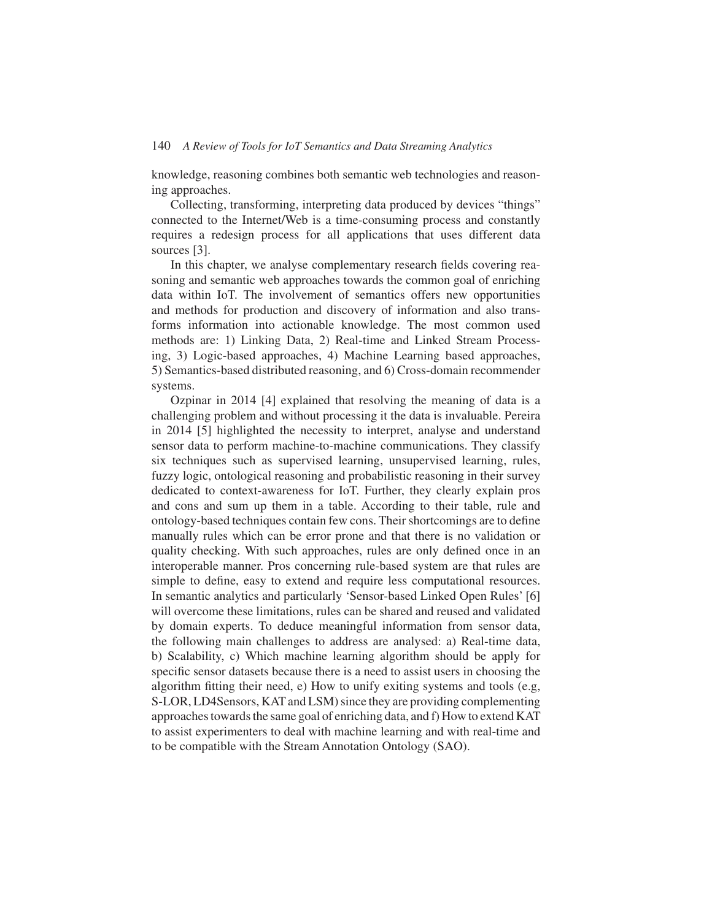knowledge, reasoning combines both semantic web technologies and reasoning approaches.

Collecting, transforming, interpreting data produced by devices "things" connected to the Internet/Web is a time-consuming process and constantly requires a redesign process for all applications that uses different data sources [3].

In this chapter, we analyse complementary research fields covering reasoning and semantic web approaches towards the common goal of enriching data within IoT. The involvement of semantics offers new opportunities and methods for production and discovery of information and also transforms information into actionable knowledge. The most common used methods are: 1) Linking Data, 2) Real-time and Linked Stream Processing, 3) Logic-based approaches, 4) Machine Learning based approaches, 5) Semantics-based distributed reasoning, and 6) Cross-domain recommender systems.

Ozpinar in 2014 [4] explained that resolving the meaning of data is a challenging problem and without processing it the data is invaluable. Pereira in 2014 [5] highlighted the necessity to interpret, analyse and understand sensor data to perform machine-to-machine communications. They classify six techniques such as supervised learning, unsupervised learning, rules, fuzzy logic, ontological reasoning and probabilistic reasoning in their survey dedicated to context-awareness for IoT. Further, they clearly explain pros and cons and sum up them in a table. According to their table, rule and ontology-based techniques contain few cons. Their shortcomings are to define manually rules which can be error prone and that there is no validation or quality checking. With such approaches, rules are only defined once in an interoperable manner. Pros concerning rule-based system are that rules are simple to define, easy to extend and require less computational resources. In semantic analytics and particularly 'Sensor-based Linked Open Rules' [6] will overcome these limitations, rules can be shared and reused and validated by domain experts. To deduce meaningful information from sensor data, the following main challenges to address are analysed: a) Real-time data, b) Scalability, c) Which machine learning algorithm should be apply for specific sensor datasets because there is a need to assist users in choosing the algorithm fitting their need, e) How to unify exiting systems and tools (e.g, S-LOR, LD4Sensors, KAT and LSM) since they are providing complementing approaches towards the same goal of enriching data, and f) How to extend KAT to assist experimenters to deal with machine learning and with real-time and to be compatible with the Stream Annotation Ontology (SAO).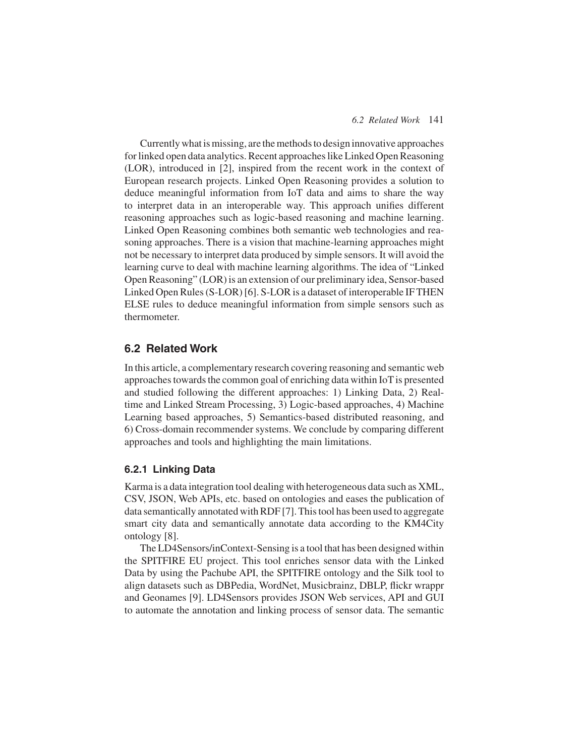Currently what is missing, are the methods to design innovative approaches for linked open data analytics. Recent approaches like Linked Open Reasoning (LOR), introduced in [2], inspired from the recent work in the context of European research projects. Linked Open Reasoning provides a solution to deduce meaningful information from IoT data and aims to share the way to interpret data in an interoperable way. This approach unifies different reasoning approaches such as logic-based reasoning and machine learning. Linked Open Reasoning combines both semantic web technologies and reasoning approaches. There is a vision that machine-learning approaches might not be necessary to interpret data produced by simple sensors. It will avoid the learning curve to deal with machine learning algorithms. The idea of "Linked Open Reasoning" (LOR) is an extension of our preliminary idea, Sensor-based Linked Open Rules (S-LOR) [6]. S-LOR is a dataset of interoperable IF THEN ELSE rules to deduce meaningful information from simple sensors such as thermometer.

## 6.2 Related Work

In this article, a complementary research covering reasoning and semantic web approaches towards the common goal of enriching data within IoT is presented and studied following the different approaches: 1) Linking Data, 2) Real-time and Linked Stream Processing, 3) Logic-based approaches, 4) Machine Learning based approaches, 5) Semantics-based distributed reasoning, and 6) Cross-domain recommender systems. We conclude by comparing different approaches and tools and highlighting the main limitations.

### 6.2.1 Linking Data

Karma is a data integration tool dealing with heterogeneous data such as XML, CSV, JSON, Web APIs, etc. based on ontologies and eases the publication of data semantically annotated with RDF [7]. This tool has been used to aggregate smart city data and semantically annotate data according to the KM4City ontology [8].

The LD4Sensors/inContext-Sensing is a tool that has been designed within the SPITFIRE EU project. This tool enriches sensor data with the Linked Data by using the Pachube API, the SPITFIRE ontology and the Silk tool to align datasets such as DBPedia, WordNet, Musicbrainz, DBLP, flickr wrappr and Geonames [9]. LD4Sensors provides JSON Web services, API and GUI to automate the annotation and linking process of sensor data. The semantic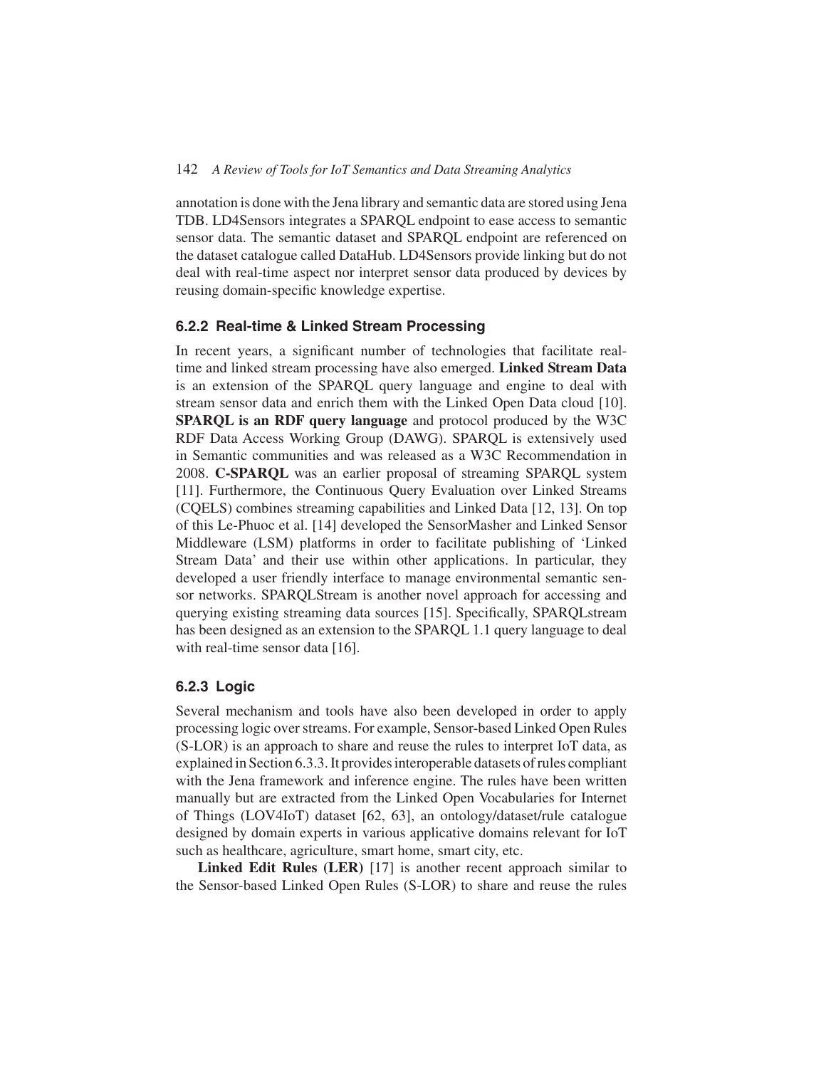annotation is done with the Jena library and semantic data are stored using Jena TDB. LD4Sensors integrates a SPARQL endpoint to ease access to semantic sensor data. The semantic dataset and SPARQL endpoint are referenced on the dataset catalogue called DataHub. LD4Sensors provide linking but do not deal with real-time aspect nor interpret sensor data produced by devices by reusing domain-specific knowledge expertise.

### 6.2.2 Real-time & Linked Stream Processing

In recent years, a significant number of technologies that facilitate real-time and linked stream processing have also emerged. **Linked Stream Data** is an extension of the SPARQL query language and engine to deal with stream sensor data and enrich them with the Linked Open Data cloud [10]. **SPARQL is an RDF query language** and protocol produced by the W3C RDF Data Access Working Group (DAWG). SPARQL is extensively used in Semantic communities and was released as a W3C Recommendation in 2008. **C-SPARQL** was an earlier proposal of streaming SPARQL system [11]. Furthermore, the Continuous Query Evaluation over Linked Streams (CQELS) combines streaming capabilities and Linked Data [12, 13]. On top of this Le-Phuoc et al. [14] developed the SensorMasher and Linked Sensor Middleware (LSM) platforms in order to facilitate publishing of 'Linked Stream Data' and their use within other applications. In particular, they developed a user friendly interface to manage environmental semantic sensor networks. SPARQLStream is another novel approach for accessing and querying existing streaming data sources [15]. Specifically, SPARQLstream has been designed as an extension to the SPARQL 1.1 query language to deal with real-time sensor data [16].

### 6.2.3 Logic

Several mechanism and tools have also been developed in order to apply processing logic over streams. For example, Sensor-based Linked Open Rules (S-LOR) is an approach to share and reuse the rules to interpret IoT data, as explained in Section 6.3.3. It provides interoperable datasets of rules compliant with the Jena framework and inference engine. The rules have been written manually but are extracted from the Linked Open Vocabularies for Internet of Things (LOV4IoT) dataset [62, 63], an ontology/dataset/rule catalogue designed by domain experts in various applicative domains relevant for IoT such as healthcare, agriculture, smart home, smart city, etc.

**Linked Edit Rules (LER)** [17] is another recent approach similar to the Sensor-based Linked Open Rules (S-LOR) to share and reuse the rules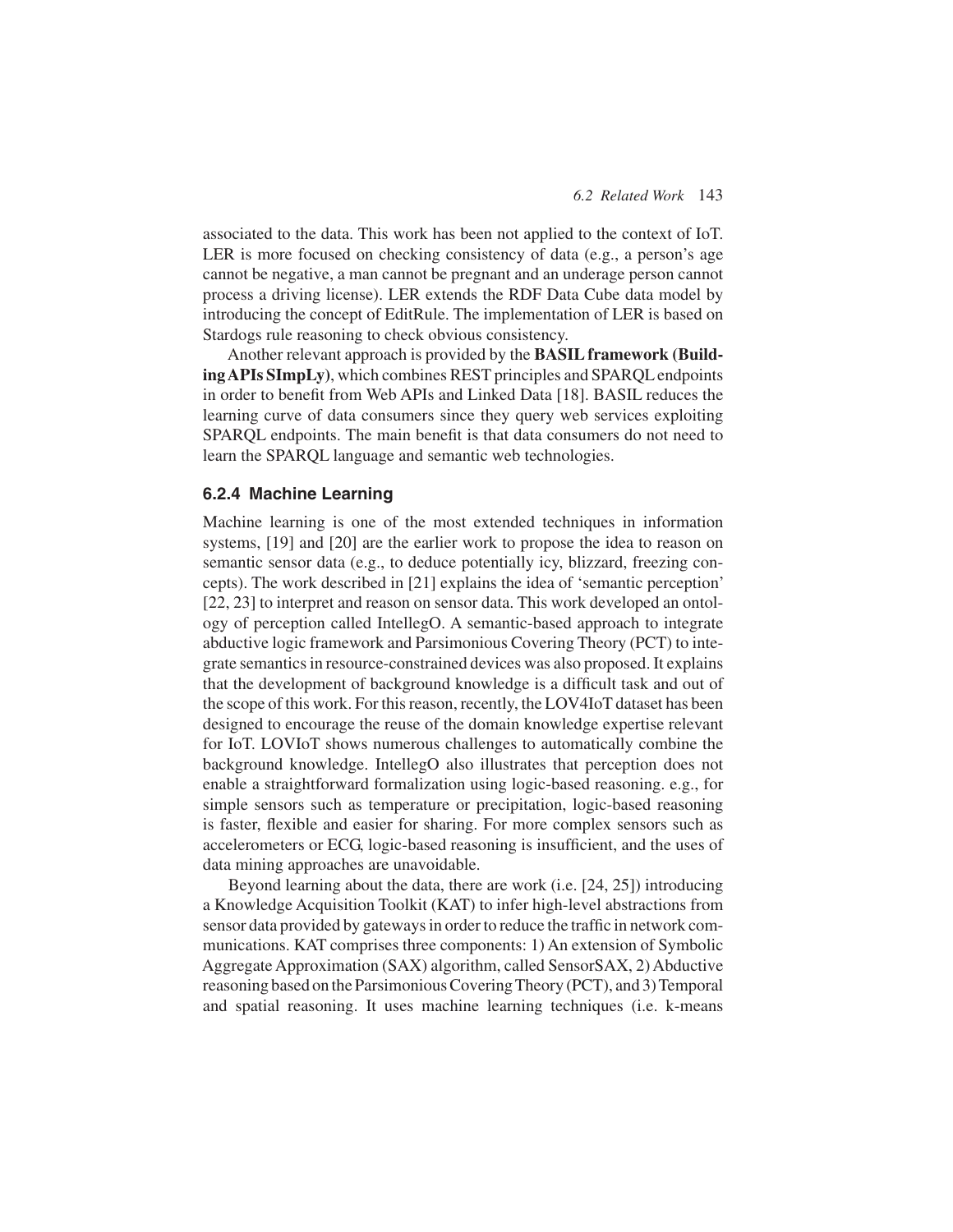associated to the data. This work has been not applied to the context of IoT. LER is more focused on checking consistency of data (e.g., a person's age cannot be negative, a man cannot be pregnant and an underage person cannot process a driving license). LER extends the RDF Data Cube data model by introducing the concept of EditRule. The implementation of LER is based on Stardogs rule reasoning to check obvious consistency.

Another relevant approach is provided by the **BASIL framework (Building APIs SImpLy)**, which combines REST principles and SPARQL endpoints in order to benefit from Web APIs and Linked Data [18]. BASIL reduces the learning curve of data consumers since they query web services exploiting SPARQL endpoints. The main benefit is that data consumers do not need to learn the SPARQL language and semantic web technologies.

### 6.2.4 Machine Learning

Machine learning is one of the most extended techniques in information systems, [19] and [20] are the earlier work to propose the idea to reason on semantic sensor data (e.g., to deduce potentially icy, blizzard, freezing concepts). The work described in [21] explains the idea of 'semantic perception' [22, 23] to interpret and reason on sensor data. This work developed an ontology of perception called IntellegO. A semantic-based approach to integrate abductive logic framework and Parsimonious Covering Theory (PCT) to integrate semantics in resource-constrained devices was also proposed. It explains that the development of background knowledge is a difficult task and out of the scope of this work. For this reason, recently, the LOV4IoT dataset has been designed to encourage the reuse of the domain knowledge expertise relevant for IoT. LOVIoT shows numerous challenges to automatically combine the background knowledge. IntellegO also illustrates that perception does not enable a straightforward formalization using logic-based reasoning. e.g., for simple sensors such as temperature or precipitation, logic-based reasoning is faster, flexible and easier for sharing. For more complex sensors such as accelerometers or ECG, logic-based reasoning is insufficient, and the uses of data mining approaches are unavoidable.

Beyond learning about the data, there are work (i.e. [24, 25]) introducing a Knowledge Acquisition Toolkit (KAT) to infer high-level abstractions from sensor data provided by gateways in order to reduce the traffic in network communications. KAT comprises three components: 1) An extension of Symbolic Aggregate Approximation (SAX) algorithm, called SensorSAX, 2) Abductive reasoning based on the Parsimonious Covering Theory (PCT), and 3) Temporal and spatial reasoning. It uses machine learning techniques (i.e. k-means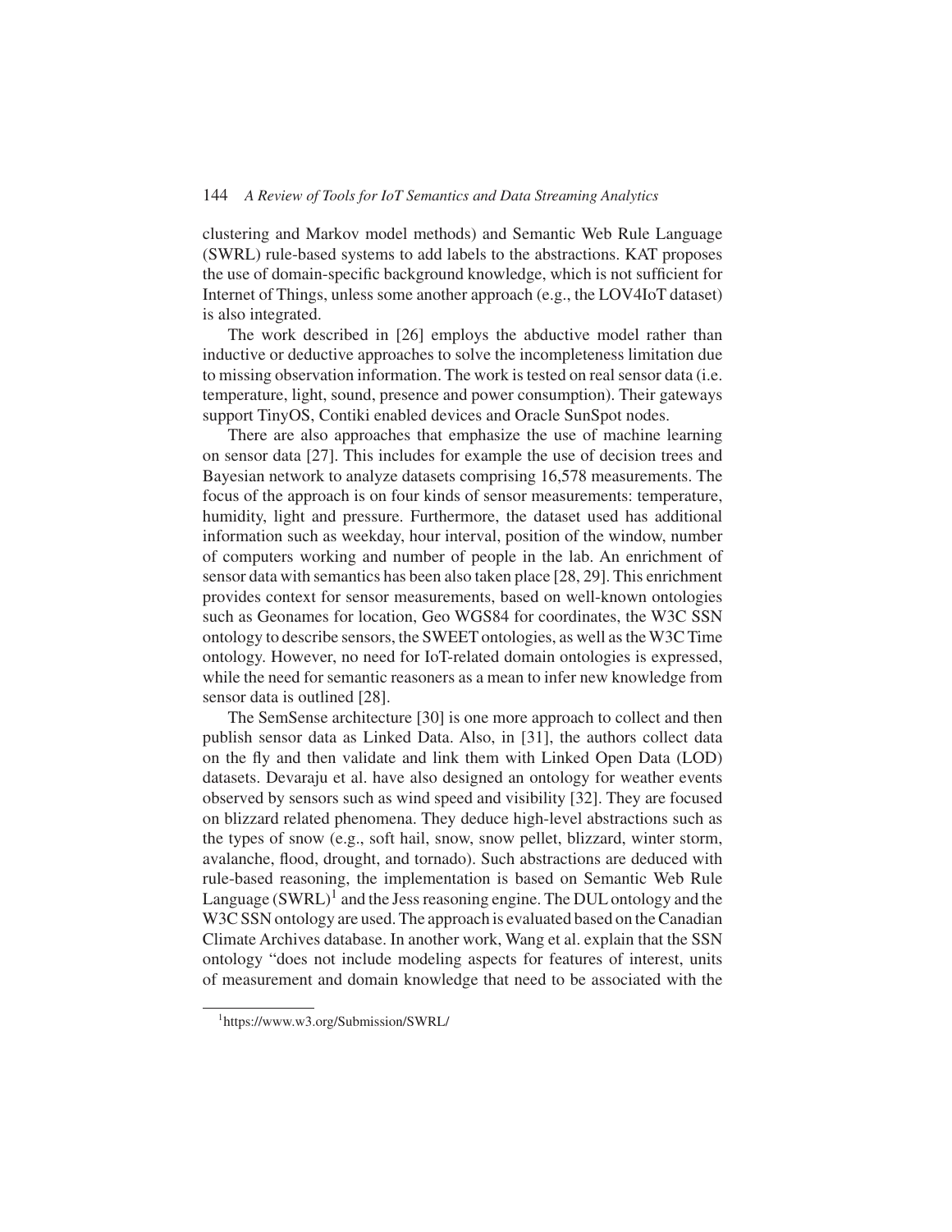clustering and Markov model methods) and Semantic Web Rule Language (SWRL) rule-based systems to add labels to the abstractions. KAT proposes the use of domain-specific background knowledge, which is not sufficient for Internet of Things, unless some another approach (e.g., the LOV4IoT dataset) is also integrated.

The work described in [26] employs the abductive model rather than inductive or deductive approaches to solve the incompleteness limitation due to missing observation information. The work is tested on real sensor data (i.e. temperature, light, sound, presence and power consumption). Their gateways support TinyOS, Contiki enabled devices and Oracle SunSpot nodes.

There are also approaches that emphasize the use of machine learning on sensor data [27]. This includes for example the use of decision trees and Bayesian network to analyze datasets comprising 16,578 measurements. The focus of the approach is on four kinds of sensor measurements: temperature, humidity, light and pressure. Furthermore, the dataset used has additional information such as weekday, hour interval, position of the window, number of computers working and number of people in the lab. An enrichment of sensor data with semantics has been also taken place [28, 29]. This enrichment provides context for sensor measurements, based on well-known ontologies such as Geonames for location, Geo WGS84 for coordinates, the W3C SSN ontology to describe sensors, the SWEET ontologies, as well as the W3C Time ontology. However, no need for IoT-related domain ontologies is expressed, while the need for semantic reasoners as a mean to infer new knowledge from sensor data is outlined [28].

The SemSense architecture [30] is one more approach to collect and then publish sensor data as Linked Data. Also, in [31], the authors collect data on the fly and then validate and link them with Linked Open Data (LOD) datasets. Devaraju et al. have also designed an ontology for weather events observed by sensors such as wind speed and visibility [32]. They are focused on blizzard related phenomena. They deduce high-level abstractions such as the types of snow (e.g., soft hail, snow, snow pellet, blizzard, winter storm, avalanche, flood, drought, and tornado). Such abstractions are deduced with rule-based reasoning, the implementation is based on Semantic Web Rule Language (SWRL)[1] and the Jess reasoning engine. The DUL ontology and the W3C SSN ontology are used. The approach is evaluated based on the Canadian Climate Archives database. In another work, Wang et al. explain that the SSN ontology "does not include modeling aspects for features of interest, units of measurement and domain knowledge that need to be associated with the

---

[1] https://www.w3.org/Submission/SWRL/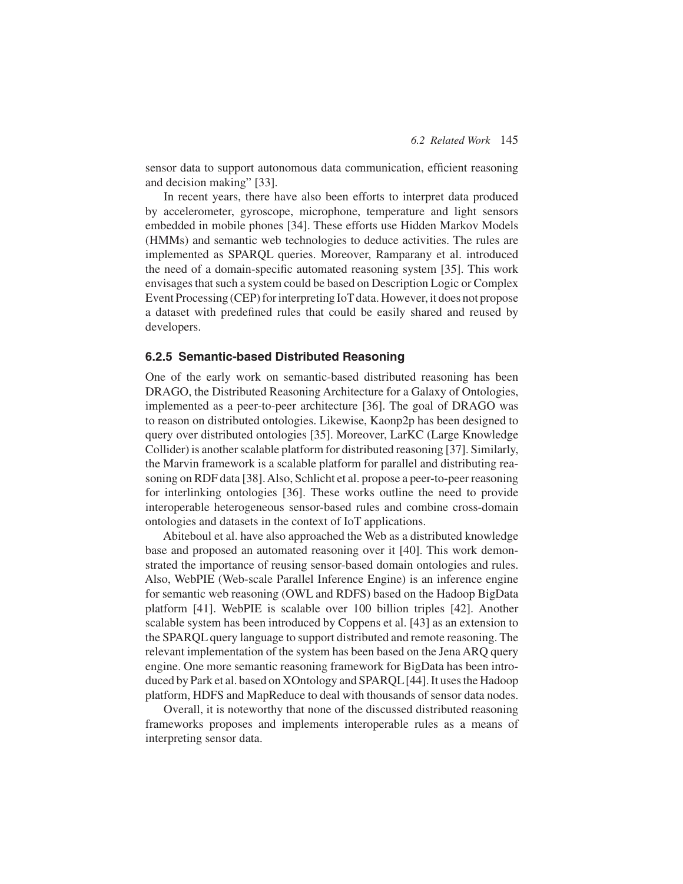sensor data to support autonomous data communication, efficient reasoning and decision making" [33].

In recent years, there have also been efforts to interpret data produced by accelerometer, gyroscope, microphone, temperature and light sensors embedded in mobile phones [34]. These efforts use Hidden Markov Models (HMMs) and semantic web technologies to deduce activities. The rules are implemented as SPARQL queries. Moreover, Ramparany et al. introduced the need of a domain-specific automated reasoning system [35]. This work envisages that such a system could be based on Description Logic or Complex Event Processing (CEP) for interpreting IoT data. However, it does not propose a dataset with predefined rules that could be easily shared and reused by developers.

### 6.2.5 Semantic-based Distributed Reasoning

One of the early work on semantic-based distributed reasoning has been DRAGO, the Distributed Reasoning Architecture for a Galaxy of Ontologies, implemented as a peer-to-peer architecture [36]. The goal of DRAGO was to reason on distributed ontologies. Likewise, Kaonp2p has been designed to query over distributed ontologies [35]. Moreover, LarKC (Large Knowledge Collider) is another scalable platform for distributed reasoning [37]. Similarly, the Marvin framework is a scalable platform for parallel and distributing reasoning on RDF data [38]. Also, Schlicht et al. propose a peer-to-peer reasoning for interlinking ontologies [36]. These works outline the need to provide interoperable heterogeneous sensor-based rules and combine cross-domain ontologies and datasets in the context of IoT applications.

Abiteboul et al. have also approached the Web as a distributed knowledge base and proposed an automated reasoning over it [40]. This work demonstrated the importance of reusing sensor-based domain ontologies and rules. Also, WebPIE (Web-scale Parallel Inference Engine) is an inference engine for semantic web reasoning (OWL and RDFS) based on the Hadoop BigData platform [41]. WebPIE is scalable over 100 billion triples [42]. Another scalable system has been introduced by Coppens et al. [43] as an extension to the SPARQL query language to support distributed and remote reasoning. The relevant implementation of the system has been based on the Jena ARQ query engine. One more semantic reasoning framework for BigData has been introduced by Park et al. based on XOntology and SPARQL [44]. It uses the Hadoop platform, HDFS and MapReduce to deal with thousands of sensor data nodes.

Overall, it is noteworthy that none of the discussed distributed reasoning frameworks proposes and implements interoperable rules as a means of interpreting sensor data.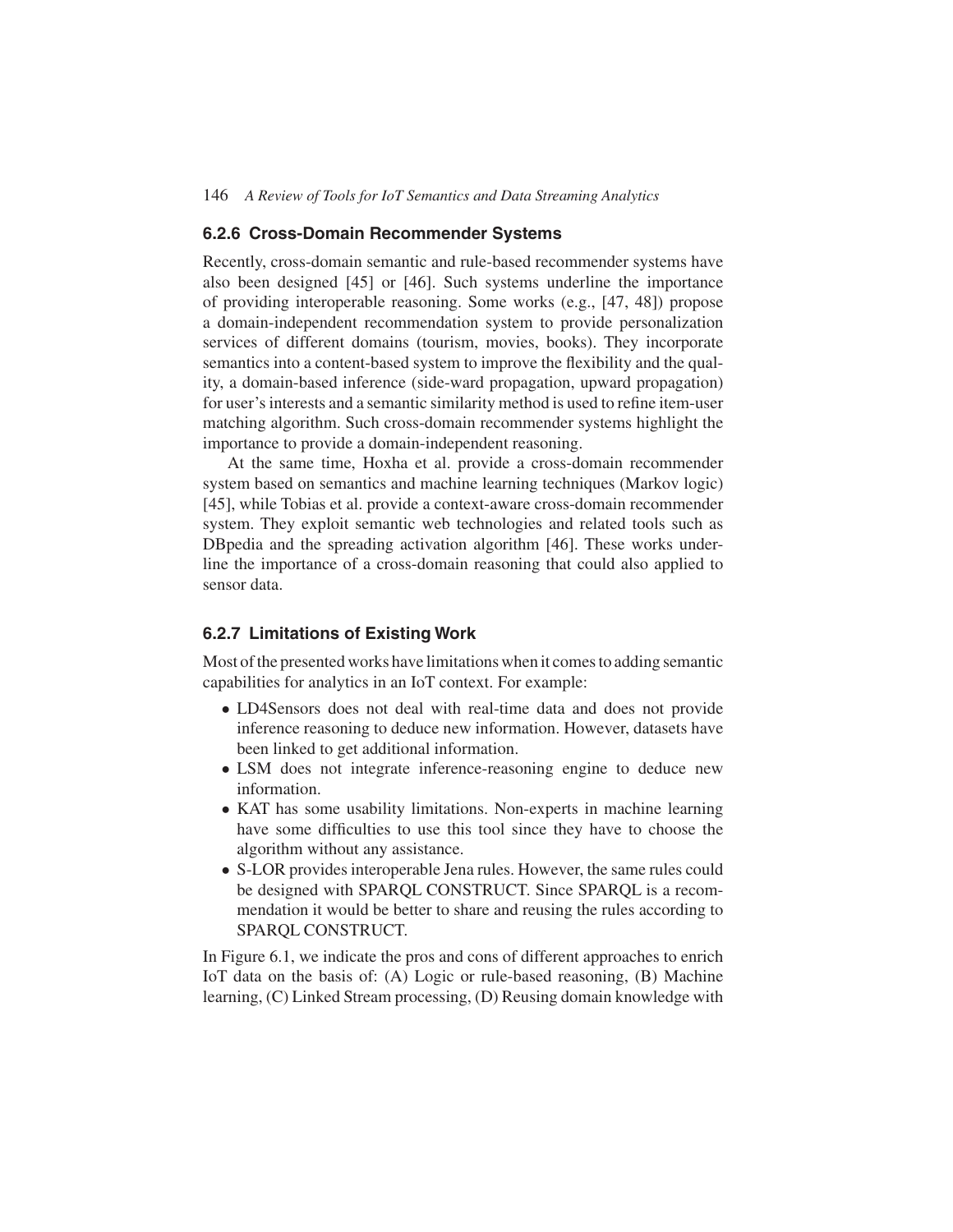### 6.2.6 Cross-Domain Recommender Systems

Recently, cross-domain semantic and rule-based recommender systems have also been designed [45] or [46]. Such systems underline the importance of providing interoperable reasoning. Some works (e.g., [47, 48]) propose a domain-independent recommendation system to provide personalization services of different domains (tourism, movies, books). They incorporate semantics into a content-based system to improve the flexibility and the quality, a domain-based inference (side-ward propagation, upward propagation) for user's interests and a semantic similarity method is used to refine item-user matching algorithm. Such cross-domain recommender systems highlight the importance to provide a domain-independent reasoning.

At the same time, Hoxha et al. provide a cross-domain recommender system based on semantics and machine learning techniques (Markov logic) [45], while Tobias et al. provide a context-aware cross-domain recommender system. They exploit semantic web technologies and related tools such as DBpedia and the spreading activation algorithm [46]. These works underline the importance of a cross-domain reasoning that could also applied to sensor data.

### 6.2.7 Limitations of Existing Work

Most of the presented works have limitations when it comes to adding semantic capabilities for analytics in an IoT context. For example:

- LD4Sensors does not deal with real-time data and does not provide inference reasoning to deduce new information. However, datasets have been linked to get additional information.
- LSM does not integrate inference-reasoning engine to deduce new information.
- KAT has some usability limitations. Non-experts in machine learning have some difficulties to use this tool since they have to choose the algorithm without any assistance.
- S-LOR provides interoperable Jena rules. However, the same rules could be designed with SPARQL CONSTRUCT. Since SPARQL is a recommendation it would be better to share and reusing the rules according to SPARQL CONSTRUCT.

In Figure 6.1, we indicate the pros and cons of different approaches to enrich IoT data on the basis of: (A) Logic or rule-based reasoning, (B) Machine learning, (C) Linked Stream processing, (D) Reusing domain knowledge with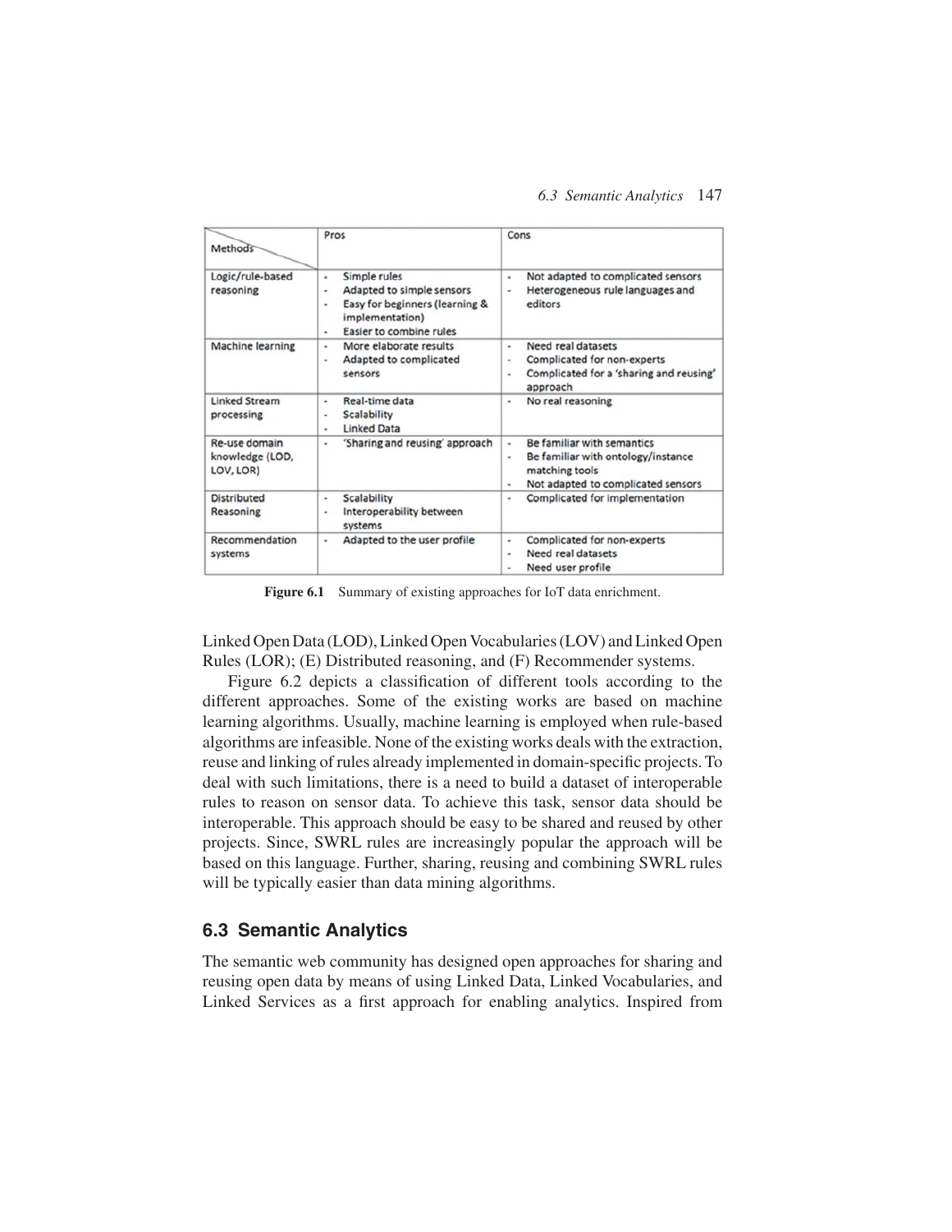| Methods | Pros | Cons |
|---|---|---|
| Logic/rule-based reasoning | - Simple rules<br>- Adapted to simple sensors<br>- Easy for beginners (learning & implementation)<br>- Easier to combine rules | - Not adapted to complicated sensors<br>- Heterogeneous rule languages and editors |
| Machine learning | - More elaborate results<br>- Adapted to complicated sensors | - Need real datasets<br>- Complicated for non-experts<br>- Complicated for a 'sharing and reusing' approach |
| Linked Stream processing | - Real-time data<br>- Scalability<br>- Linked Data | - No real reasoning |
| Re-use domain knowledge (LOD, LOV, LOR) | - 'Sharing and reusing' approach | - Be familiar with semantics<br>- Be familiar with ontology/instance matching tools<br>- Not adapted to complicated sensors |
| Distributed Reasoning | - Scalability<br>- Interoperability between systems | - Complicated for implementation |
| Recommendation systems | - Adapted to the user profile | - Complicated for non-experts<br>- Need real datasets<br>- Need user profile |

**Figure 6.1** Summary of existing approaches for IoT data enrichment.

Linked Open Data (LOD), Linked Open Vocabularies (LOV) and Linked Open Rules (LOR); (E) Distributed reasoning, and (F) Recommender systems.

Figure 6.2 depicts a classification of different tools according to the different approaches. Some of the existing works are based on machine learning algorithms. Usually, machine learning is employed when rule-based algorithms are infeasible. None of the existing works deals with the extraction, reuse and linking of rules already implemented in domain-specific projects. To deal with such limitations, there is a need to build a dataset of interoperable rules to reason on sensor data. To achieve this task, sensor data should be interoperable. This approach should be easy to be shared and reused by other projects. Since, SWRL rules are increasingly popular the approach will be based on this language. Further, sharing, reusing and combining SWRL rules will be typically easier than data mining algorithms.

## 6.3 Semantic Analytics

The semantic web community has designed open approaches for sharing and reusing open data by means of using Linked Data, Linked Vocabularies, and Linked Services as a first approach for enabling analytics. Inspired from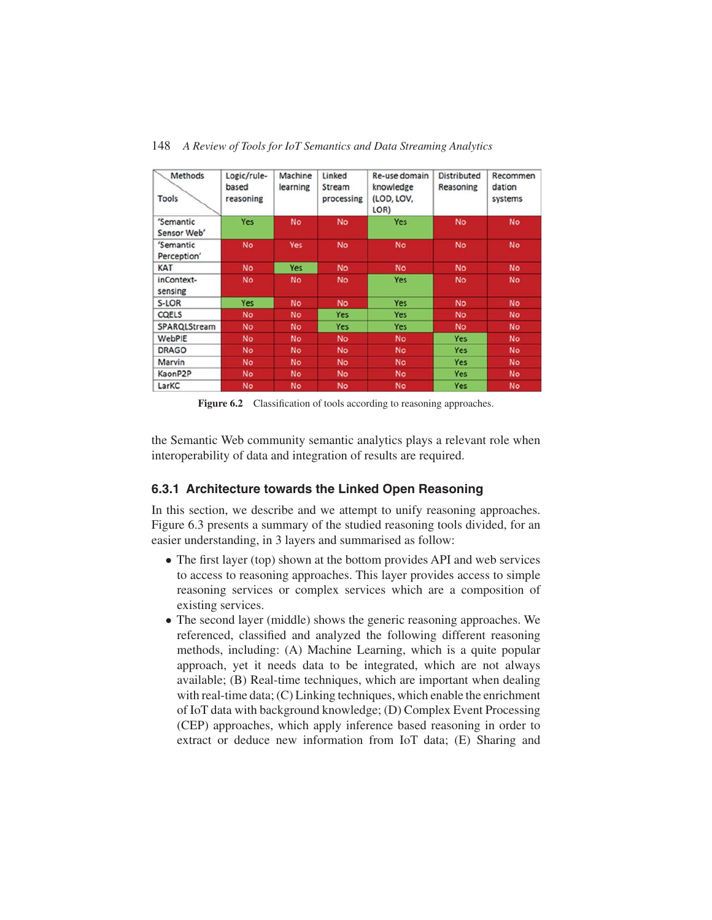| Methods / Tools | Logic/rule-based reasoning | Machine learning | Linked Stream processing | Re-use domain knowledge (LOD, LOV, LOR) | Distributed Reasoning | Recommen dation systems |
|---|---|---|---|---|---|---|
| 'Semantic Sensor Web' | Yes | No | No | Yes | No | No |
| 'Semantic Perception' | No | Yes | No | No | No | No |
| KAT | No | Yes | No | No | No | No |
| inContext-sensing | No | No | No | Yes | No | No |
| S-LOR | Yes | No | No | Yes | No | No |
| CQELS | No | No | Yes | Yes | No | No |
| SPARQLStream | No | No | Yes | Yes | No | No |
| WebPIE | No | No | No | No | Yes | No |
| DRAGO | No | No | No | No | Yes | No |
| Marvin | No | No | No | No | Yes | No |
| KaonP2P | No | No | No | No | Yes | No |
| LarKC | No | No | No | No | Yes | No |

**Figure 6.2** Classification of tools according to reasoning approaches.

the Semantic Web community semantic analytics plays a relevant role when interoperability of data and integration of results are required.

### 6.3.1 Architecture towards the Linked Open Reasoning

In this section, we describe and we attempt to unify reasoning approaches. Figure 6.3 presents a summary of the studied reasoning tools divided, for an easier understanding, in 3 layers and summarised as follow:

- The first layer (top) shown at the bottom provides API and web services to access to reasoning approaches. This layer provides access to simple reasoning services or complex services which are a composition of existing services.
- The second layer (middle) shows the generic reasoning approaches. We referenced, classified and analyzed the following different reasoning methods, including: (A) Machine Learning, which is a quite popular approach, yet it needs data to be integrated, which are not always available; (B) Real-time techniques, which are important when dealing with real-time data; (C) Linking techniques, which enable the enrichment of IoT data with background knowledge; (D) Complex Event Processing (CEP) approaches, which apply inference based reasoning in order to extract or deduce new information from IoT data; (E) Sharing and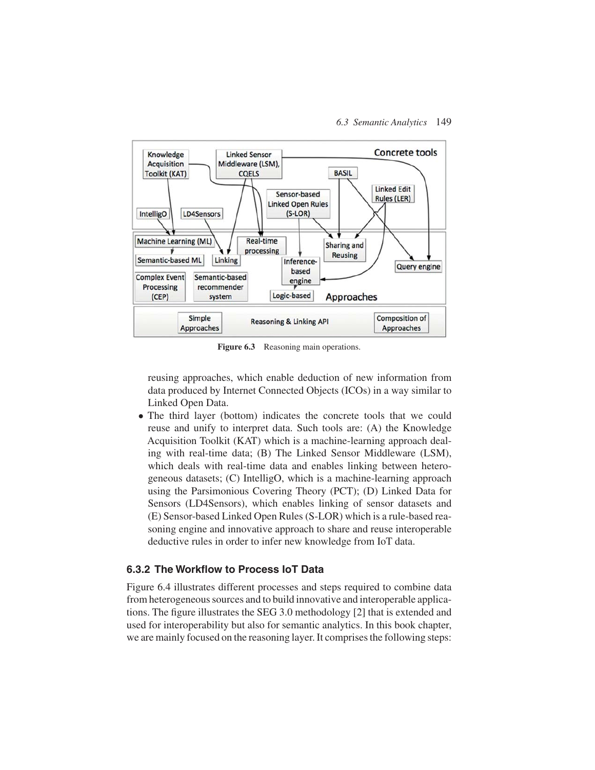Figure 6.3 Reasoning main operations.

reusing approaches, which enable deduction of new information from data produced by Internet Connected Objects (ICOs) in a way similar to Linked Open Data.

- The third layer (bottom) indicates the concrete tools that we could reuse and unify to interpret data. Such tools are: (A) the Knowledge Acquisition Toolkit (KAT) which is a machine-learning approach dealing with real-time data; (B) The Linked Sensor Middleware (LSM), which deals with real-time data and enables linking between heterogeneous datasets; (C) IntelligO, which is a machine-learning approach using the Parsimonious Covering Theory (PCT); (D) Linked Data for Sensors (LD4Sensors), which enables linking of sensor datasets and (E) Sensor-based Linked Open Rules (S-LOR) which is a rule-based reasoning engine and innovative approach to share and reuse interoperable deductive rules in order to infer new knowledge from IoT data.

### 6.3.2 The Workflow to Process IoT Data

Figure 6.4 illustrates different processes and steps required to combine data from heterogeneous sources and to build innovative and interoperable applications. The figure illustrates the SEG 3.0 methodology [2] that is extended and used for interoperability but also for semantic analytics. In this book chapter, we are mainly focused on the reasoning layer. It comprises the following steps: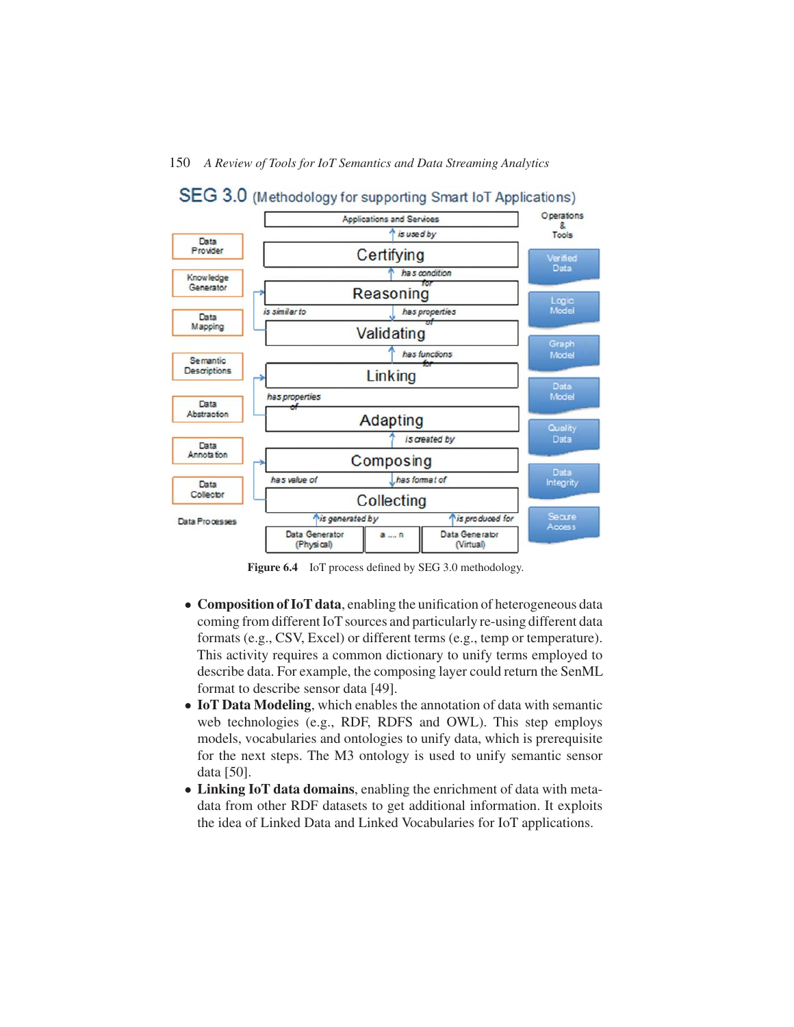SEG 3.0 (Methodology for supporting Smart IoT Applications)

| Data Processes | Layers | Operations & Tools |
| --- | --- | --- |
| | Applications and Services | |
| | ↑ *is used by* | |
| Data Provider | Certifying | Verified Data |
| | ↑ *has condition for* | |
| Knowledge Generator | Reasoning | Logic Model |
| | *is similar to* ↓ *has properties of* | |
| Data Mapping | Validating | Graph Model |
| | ↑ *has functions for* | |
| Semantic Descriptions | Linking | Data Model |
| | *has properties of* | |
| Data Abstraction | Adapting | Quality Data |
| | ↑ *is created by* | |
| Data Annotation | Composing | Data Integrity |
| | *has value of* ↓ *has format of* | |
| Data Collector | Collecting | Secure Access |
| | ↑ *is generated by* ↑ *is produced for* | |
| | Data Generator (Physical) · a ... n · Data Generator (Virtual) | |

**Figure 6.4** IoT process defined by SEG 3.0 methodology.

- **Composition of IoT data**, enabling the unification of heterogeneous data coming from different IoT sources and particularly re-using different data formats (e.g., CSV, Excel) or different terms (e.g., temp or temperature). This activity requires a common dictionary to unify terms employed to describe data. For example, the composing layer could return the SenML format to describe sensor data [49].
- **IoT Data Modeling**, which enables the annotation of data with semantic web technologies (e.g., RDF, RDFS and OWL). This step employs models, vocabularies and ontologies to unify data, which is prerequisite for the next steps. The M3 ontology is used to unify semantic sensor data [50].
- **Linking IoT data domains**, enabling the enrichment of data with metadata from other RDF datasets to get additional information. It exploits the idea of Linked Data and Linked Vocabularies for IoT applications.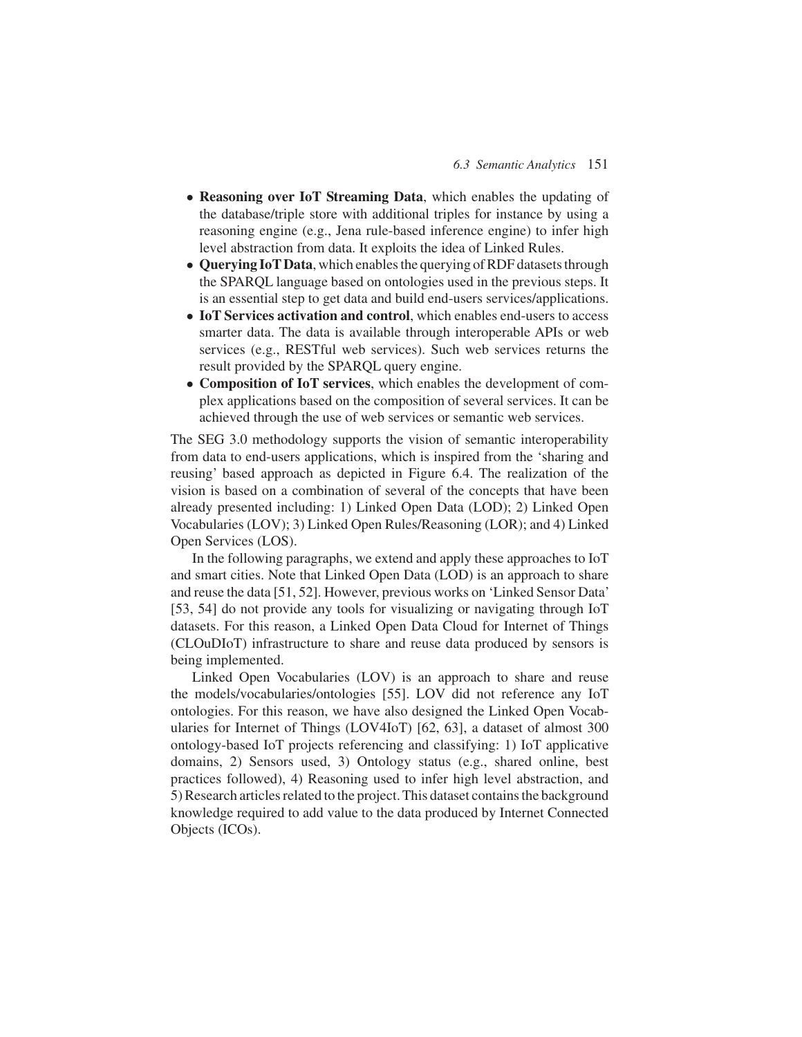- **Reasoning over IoT Streaming Data**, which enables the updating of the database/triple store with additional triples for instance by using a reasoning engine (e.g., Jena rule-based inference engine) to infer high level abstraction from data. It exploits the idea of Linked Rules.
- **Querying IoT Data**, which enables the querying of RDF datasets through the SPARQL language based on ontologies used in the previous steps. It is an essential step to get data and build end-users services/applications.
- **IoT Services activation and control**, which enables end-users to access smarter data. The data is available through interoperable APIs or web services (e.g., RESTful web services). Such web services returns the result provided by the SPARQL query engine.
- **Composition of IoT services**, which enables the development of complex applications based on the composition of several services. It can be achieved through the use of web services or semantic web services.

The SEG 3.0 methodology supports the vision of semantic interoperability from data to end-users applications, which is inspired from the 'sharing and reusing' based approach as depicted in Figure 6.4. The realization of the vision is based on a combination of several of the concepts that have been already presented including: 1) Linked Open Data (LOD); 2) Linked Open Vocabularies (LOV); 3) Linked Open Rules/Reasoning (LOR); and 4) Linked Open Services (LOS).

In the following paragraphs, we extend and apply these approaches to IoT and smart cities. Note that Linked Open Data (LOD) is an approach to share and reuse the data [51, 52]. However, previous works on 'Linked Sensor Data' [53, 54] do not provide any tools for visualizing or navigating through IoT datasets. For this reason, a Linked Open Data Cloud for Internet of Things (CLOuDIoT) infrastructure to share and reuse data produced by sensors is being implemented.

Linked Open Vocabularies (LOV) is an approach to share and reuse the models/vocabularies/ontologies [55]. LOV did not reference any IoT ontologies. For this reason, we have also designed the Linked Open Vocabularies for Internet of Things (LOV4IoT) [62, 63], a dataset of almost 300 ontology-based IoT projects referencing and classifying: 1) IoT applicative domains, 2) Sensors used, 3) Ontology status (e.g., shared online, best practices followed), 4) Reasoning used to infer high level abstraction, and 5) Research articles related to the project. This dataset contains the background knowledge required to add value to the data produced by Internet Connected Objects (ICOs).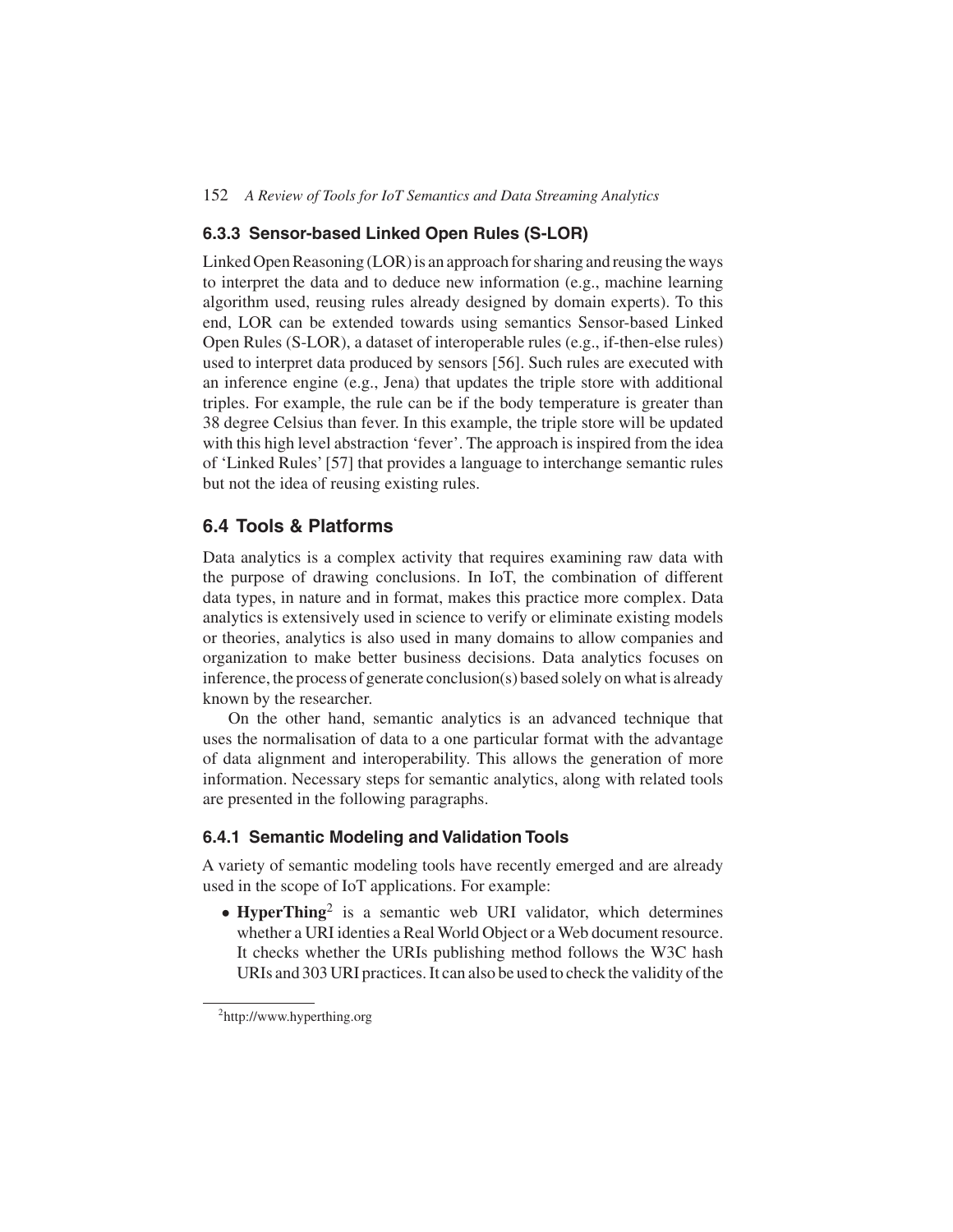### 6.3.3 Sensor-based Linked Open Rules (S-LOR)

Linked Open Reasoning (LOR) is an approach for sharing and reusing the ways to interpret the data and to deduce new information (e.g., machine learning algorithm used, reusing rules already designed by domain experts). To this end, LOR can be extended towards using semantics Sensor-based Linked Open Rules (S-LOR), a dataset of interoperable rules (e.g., if-then-else rules) used to interpret data produced by sensors [56]. Such rules are executed with an inference engine (e.g., Jena) that updates the triple store with additional triples. For example, the rule can be if the body temperature is greater than 38 degree Celsius than fever. In this example, the triple store will be updated with this high level abstraction 'fever'. The approach is inspired from the idea of 'Linked Rules' [57] that provides a language to interchange semantic rules but not the idea of reusing existing rules.

## 6.4 Tools & Platforms

Data analytics is a complex activity that requires examining raw data with the purpose of drawing conclusions. In IoT, the combination of different data types, in nature and in format, makes this practice more complex. Data analytics is extensively used in science to verify or eliminate existing models or theories, analytics is also used in many domains to allow companies and organization to make better business decisions. Data analytics focuses on inference, the process of generate conclusion(s) based solely on what is already known by the researcher.

On the other hand, semantic analytics is an advanced technique that uses the normalisation of data to a one particular format with the advantage of data alignment and interoperability. This allows the generation of more information. Necessary steps for semantic analytics, along with related tools are presented in the following paragraphs.

### 6.4.1 Semantic Modeling and Validation Tools

A variety of semantic modeling tools have recently emerged and are already used in the scope of IoT applications. For example:

- **HyperThing**[2] is a semantic web URI validator, which determines whether a URI identies a Real World Object or a Web document resource. It checks whether the URIs publishing method follows the W3C hash URIs and 303 URI practices. It can also be used to check the validity of the

[2] http://www.hyperthing.org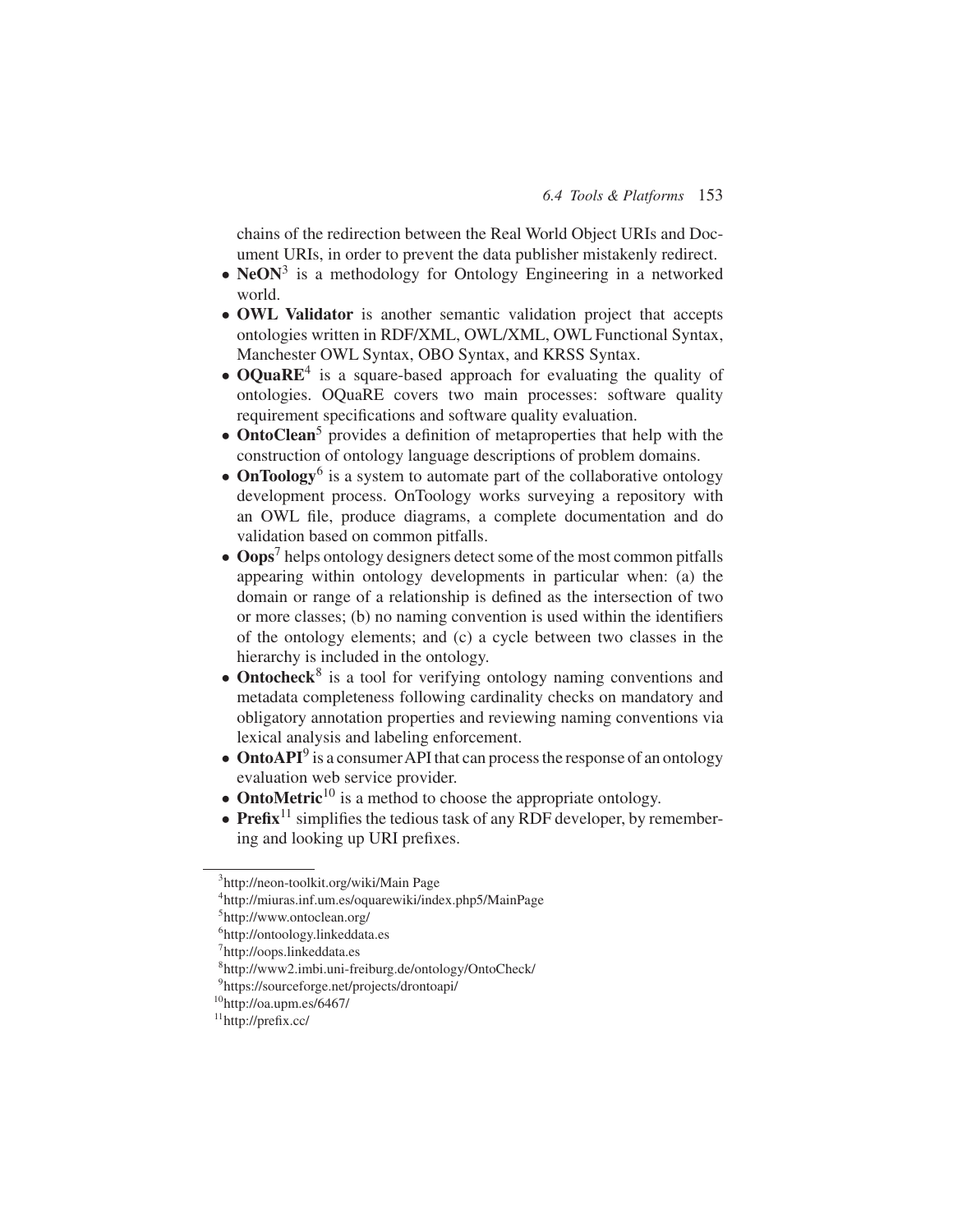chains of the redirection between the Real World Object URIs and Document URIs, in order to prevent the data publisher mistakenly redirect.

- **NeON**[3] is a methodology for Ontology Engineering in a networked world.
- **OWL Validator** is another semantic validation project that accepts ontologies written in RDF/XML, OWL/XML, OWL Functional Syntax, Manchester OWL Syntax, OBO Syntax, and KRSS Syntax.
- **OQuaRE**[4] is a square-based approach for evaluating the quality of ontologies. OQuaRE covers two main processes: software quality requirement specifications and software quality evaluation.
- **OntoClean**[5] provides a definition of metaproperties that help with the construction of ontology language descriptions of problem domains.
- **OnToology**[6] is a system to automate part of the collaborative ontology development process. OnToology works surveying a repository with an OWL file, produce diagrams, a complete documentation and do validation based on common pitfalls.
- **Oops**[7] helps ontology designers detect some of the most common pitfalls appearing within ontology developments in particular when: (a) the domain or range of a relationship is defined as the intersection of two or more classes; (b) no naming convention is used within the identifiers of the ontology elements; and (c) a cycle between two classes in the hierarchy is included in the ontology.
- **Ontocheck**[8] is a tool for verifying ontology naming conventions and metadata completeness following cardinality checks on mandatory and obligatory annotation properties and reviewing naming conventions via lexical analysis and labeling enforcement.
- **OntoAPI**[9] is a consumer API that can process the response of an ontology evaluation web service provider.
- **OntoMetric**[10] is a method to choose the appropriate ontology.
- **Prefix**[11] simplifies the tedious task of any RDF developer, by remembering and looking up URI prefixes.

---

[3] http://neon-toolkit.org/wiki/Main Page

[4] http://miuras.inf.um.es/oquarewiki/index.php5/MainPage

[5] http://www.ontoclean.org/

[6] http://ontoology.linkeddata.es

[7] http://oops.linkeddata.es

[8] http://www2.imbi.uni-freiburg.de/ontology/OntoCheck/

[9] https://sourceforge.net/projects/drontoapi/

[10] http://oa.upm.es/6467/

[11] http://prefix.cc/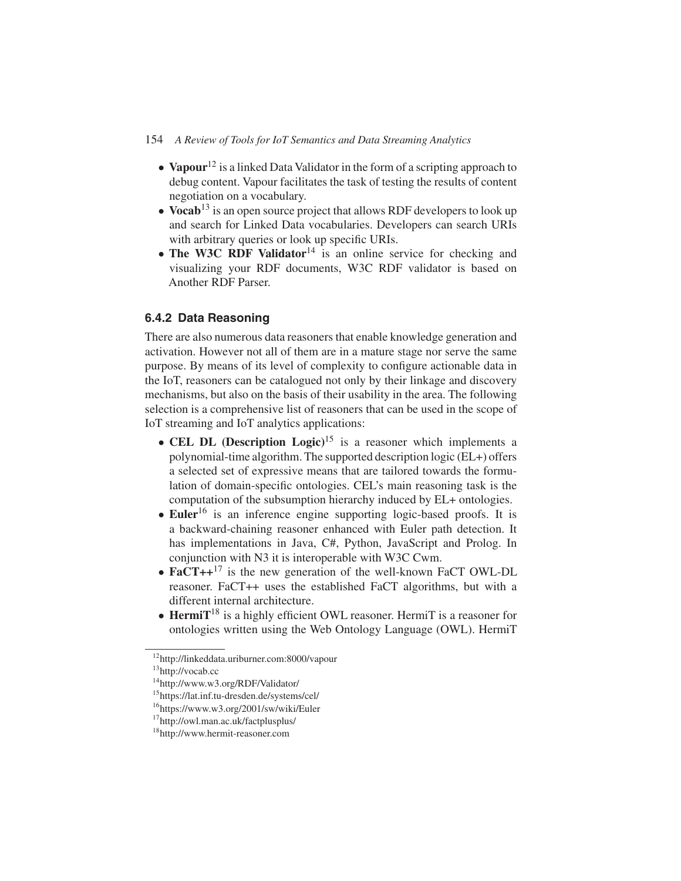- **Vapour**[12] is a linked Data Validator in the form of a scripting approach to debug content. Vapour facilitates the task of testing the results of content negotiation on a vocabulary.
- **Vocab**[13] is an open source project that allows RDF developers to look up and search for Linked Data vocabularies. Developers can search URIs with arbitrary queries or look up specific URIs.
- **The W3C RDF Validator**[14] is an online service for checking and visualizing your RDF documents, W3C RDF validator is based on Another RDF Parser.

### 6.4.2 Data Reasoning

There are also numerous data reasoners that enable knowledge generation and activation. However not all of them are in a mature stage nor serve the same purpose. By means of its level of complexity to configure actionable data in the IoT, reasoners can be catalogued not only by their linkage and discovery mechanisms, but also on the basis of their usability in the area. The following selection is a comprehensive list of reasoners that can be used in the scope of IoT streaming and IoT analytics applications:

- **CEL DL (Description Logic)**[15] is a reasoner which implements a polynomial-time algorithm. The supported description logic (EL+) offers a selected set of expressive means that are tailored towards the formulation of domain-specific ontologies. CEL's main reasoning task is the computation of the subsumption hierarchy induced by EL+ ontologies.
- **Euler**[16] is an inference engine supporting logic-based proofs. It is a backward-chaining reasoner enhanced with Euler path detection. It has implementations in Java, C#, Python, JavaScript and Prolog. In conjunction with N3 it is interoperable with W3C Cwm.
- **FaCT++**[17] is the new generation of the well-known FaCT OWL-DL reasoner. FaCT++ uses the established FaCT algorithms, but with a different internal architecture.
- **HermiT**[18] is a highly efficient OWL reasoner. HermiT is a reasoner for ontologies written using the Web Ontology Language (OWL). HermiT

---

[12] http://linkeddata.uriburner.com:8000/vapour

[13] http://vocab.cc

[14] http://www.w3.org/RDF/Validator/

[15] https://lat.inf.tu-dresden.de/systems/cel/

[16] https://www.w3.org/2001/sw/wiki/Euler

[17] http://owl.man.ac.uk/factplusplus/

[18] http://www.hermit-reasoner.com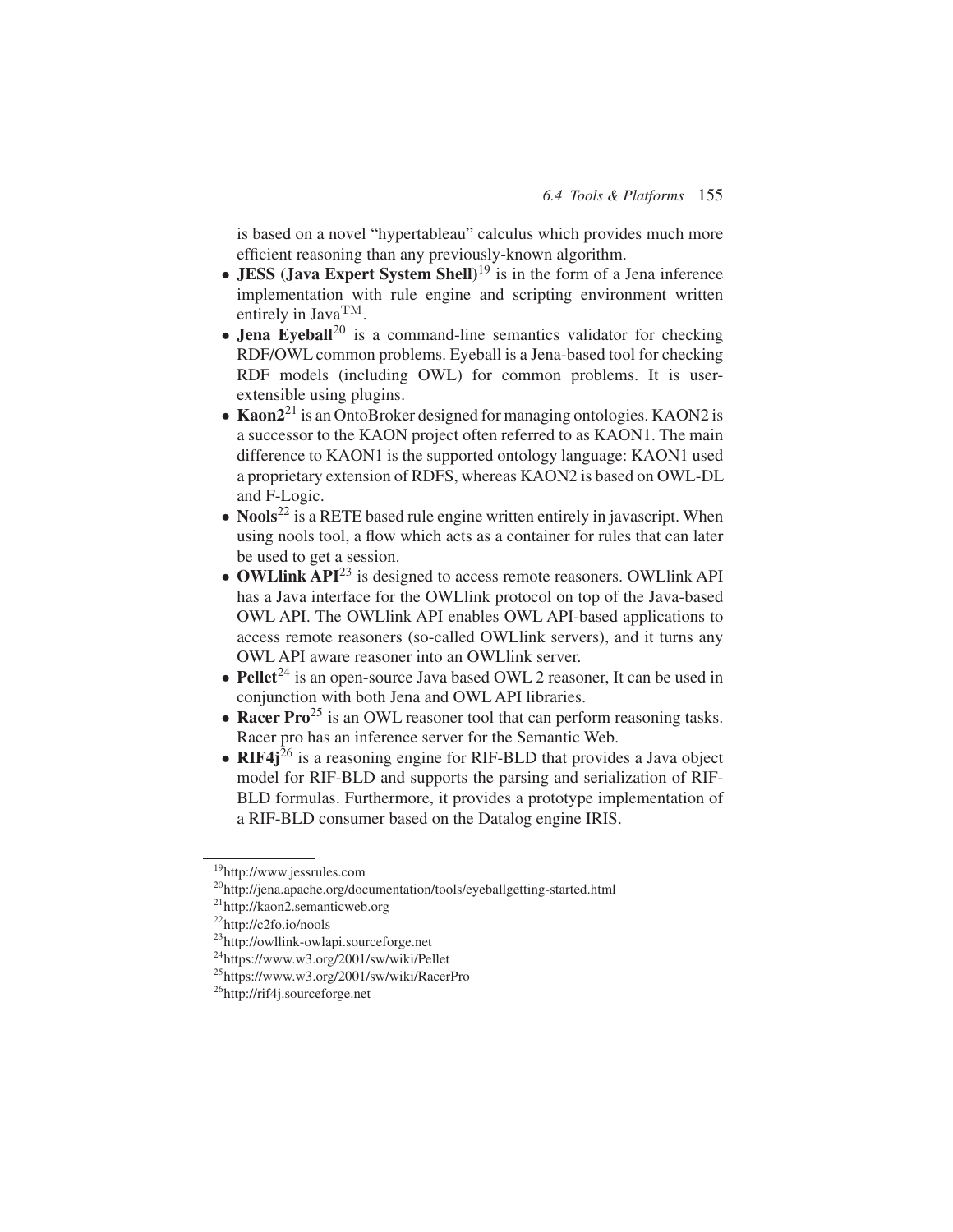is based on a novel "hypertableau" calculus which provides much more efficient reasoning than any previously-known algorithm.

- **JESS (Java Expert System Shell)**[19] is in the form of a Jena inference implementation with rule engine and scripting environment written entirely in Java™.
- **Jena Eyeball**[20] is a command-line semantics validator for checking RDF/OWL common problems. Eyeball is a Jena-based tool for checking RDF models (including OWL) for common problems. It is user-extensible using plugins.
- **Kaon2**[21] is an OntoBroker designed for managing ontologies. KAON2 is a successor to the KAON project often referred to as KAON1. The main difference to KAON1 is the supported ontology language: KAON1 used a proprietary extension of RDFS, whereas KAON2 is based on OWL-DL and F-Logic.
- **Nools**[22] is a RETE based rule engine written entirely in javascript. When using nools tool, a flow which acts as a container for rules that can later be used to get a session.
- **OWLlink API**[23] is designed to access remote reasoners. OWLlink API has a Java interface for the OWLlink protocol on top of the Java-based OWL API. The OWLlink API enables OWL API-based applications to access remote reasoners (so-called OWLlink servers), and it turns any OWL API aware reasoner into an OWLlink server.
- **Pellet**[24] is an open-source Java based OWL 2 reasoner, It can be used in conjunction with both Jena and OWL API libraries.
- **Racer Pro**[25] is an OWL reasoner tool that can perform reasoning tasks. Racer pro has an inference server for the Semantic Web.
- **RIF4j**[26] is a reasoning engine for RIF-BLD that provides a Java object model for RIF-BLD and supports the parsing and serialization of RIF-BLD formulas. Furthermore, it provides a prototype implementation of a RIF-BLD consumer based on the Datalog engine IRIS.

---

[19] http://www.jessrules.com

[20] http://jena.apache.org/documentation/tools/eyeballgetting-started.html

[21] http://kaon2.semanticweb.org

[22] http://c2fo.io/nools

[23] http://owllink-owlapi.sourceforge.net

[24] https://www.w3.org/2001/sw/wiki/Pellet

[25] https://www.w3.org/2001/sw/wiki/RacerPro

[26] http://rif4j.sourceforge.net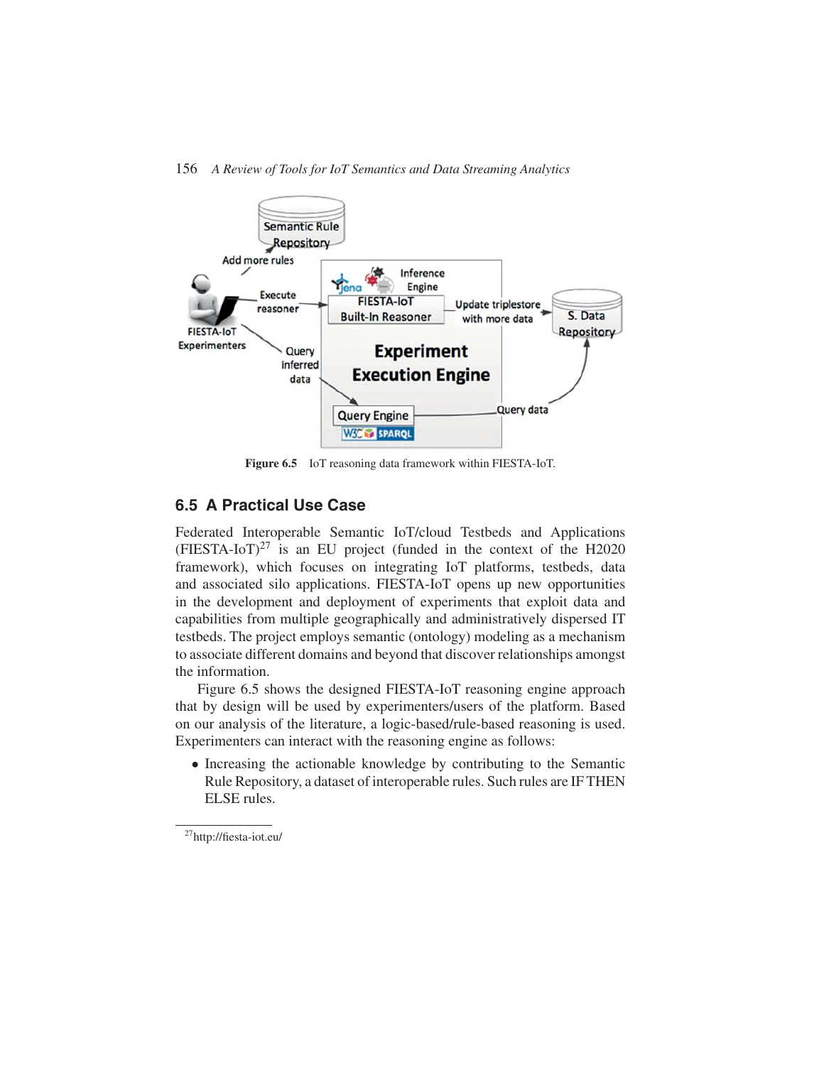Figure 6.5 IoT reasoning data framework within FIESTA-IoT.

## 6.5 A Practical Use Case

Federated Interoperable Semantic IoT/cloud Testbeds and Applications (FIESTA-IoT)[27] is an EU project (funded in the context of the H2020 framework), which focuses on integrating IoT platforms, testbeds, data and associated silo applications. FIESTA-IoT opens up new opportunities in the development and deployment of experiments that exploit data and capabilities from multiple geographically and administratively dispersed IT testbeds. The project employs semantic (ontology) modeling as a mechanism to associate different domains and beyond that discover relationships amongst the information.

Figure 6.5 shows the designed FIESTA-IoT reasoning engine approach that by design will be used by experimenters/users of the platform. Based on our analysis of the literature, a logic-based/rule-based reasoning is used. Experimenters can interact with the reasoning engine as follows:

- Increasing the actionable knowledge by contributing to the Semantic Rule Repository, a dataset of interoperable rules. Such rules are IF THEN ELSE rules.

[27] http://fiesta-iot.eu/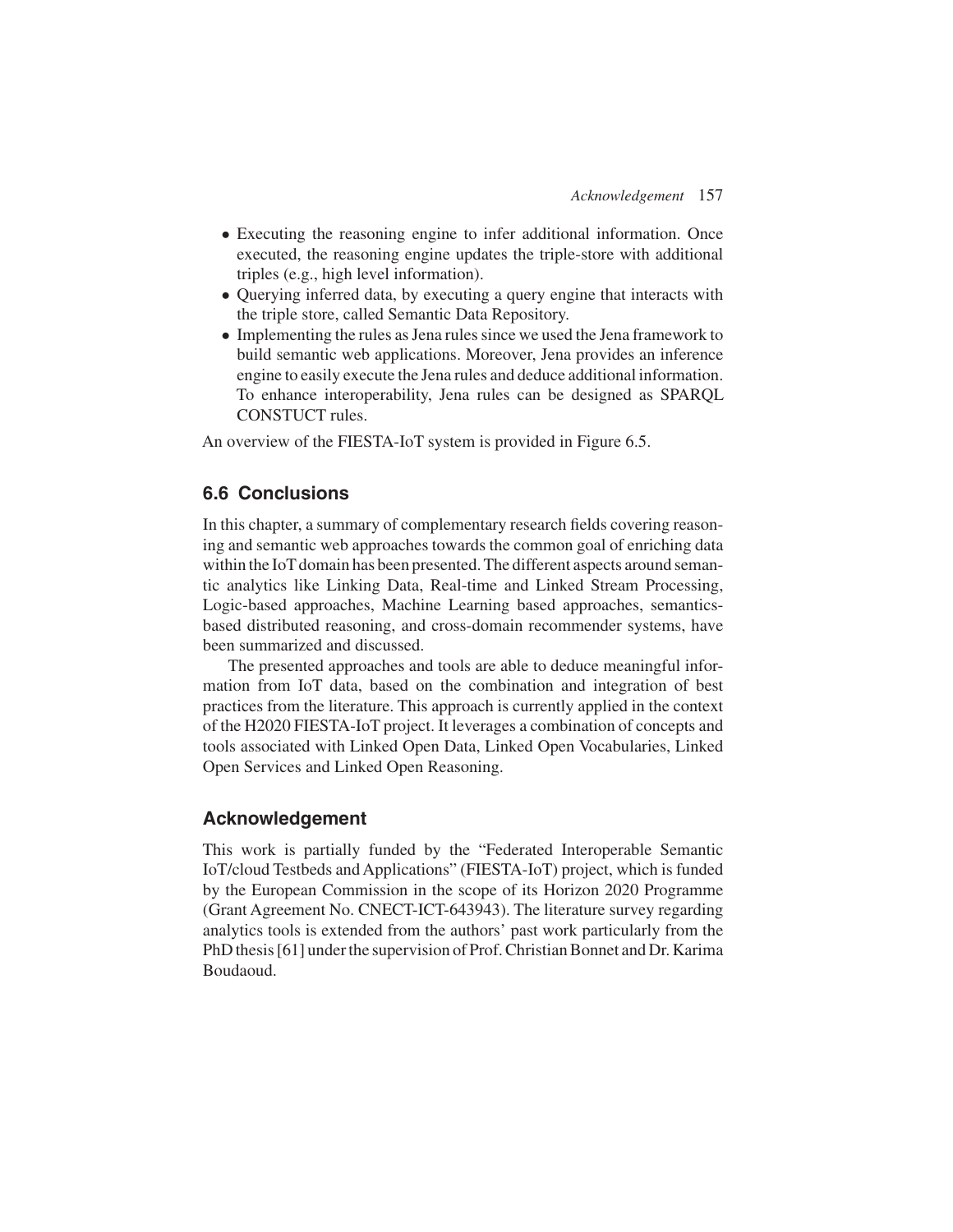- Executing the reasoning engine to infer additional information. Once executed, the reasoning engine updates the triple-store with additional triples (e.g., high level information).
- Querying inferred data, by executing a query engine that interacts with the triple store, called Semantic Data Repository.
- Implementing the rules as Jena rules since we used the Jena framework to build semantic web applications. Moreover, Jena provides an inference engine to easily execute the Jena rules and deduce additional information. To enhance interoperability, Jena rules can be designed as SPARQL CONSTUCT rules.

An overview of the FIESTA-IoT system is provided in Figure 6.5.

## 6.6 Conclusions

In this chapter, a summary of complementary research fields covering reasoning and semantic web approaches towards the common goal of enriching data within the IoT domain has been presented. The different aspects around semantic analytics like Linking Data, Real-time and Linked Stream Processing, Logic-based approaches, Machine Learning based approaches, semantics-based distributed reasoning, and cross-domain recommender systems, have been summarized and discussed.

The presented approaches and tools are able to deduce meaningful information from IoT data, based on the combination and integration of best practices from the literature. This approach is currently applied in the context of the H2020 FIESTA-IoT project. It leverages a combination of concepts and tools associated with Linked Open Data, Linked Open Vocabularies, Linked Open Services and Linked Open Reasoning.

## Acknowledgement

This work is partially funded by the "Federated Interoperable Semantic IoT/cloud Testbeds and Applications" (FIESTA-IoT) project, which is funded by the European Commission in the scope of its Horizon 2020 Programme (Grant Agreement No. CNECT-ICT-643943). The literature survey regarding analytics tools is extended from the authors' past work particularly from the PhD thesis [61] under the supervision of Prof. Christian Bonnet and Dr. Karima Boudaoud.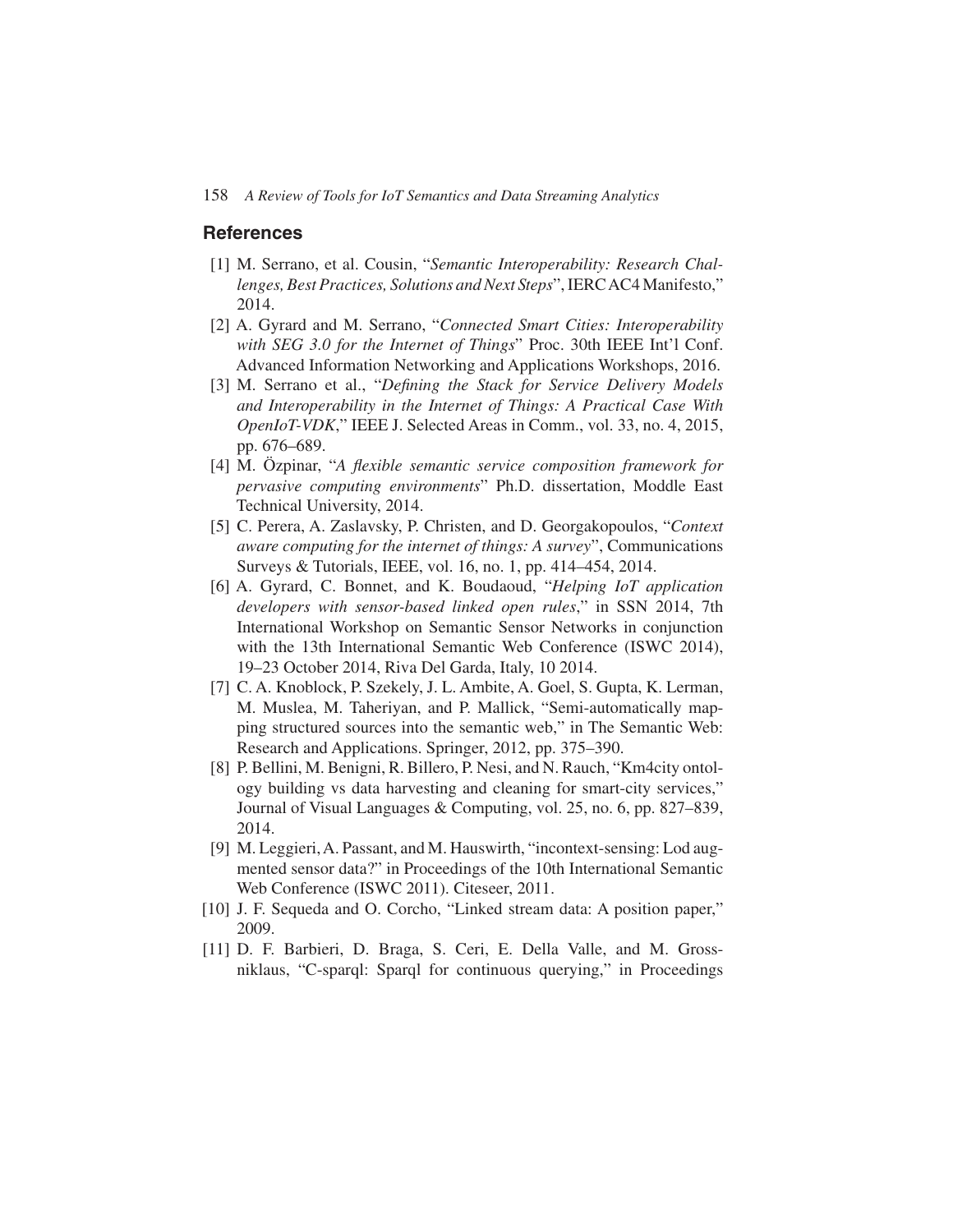## References

[1] M. Serrano, et al. Cousin, "*Semantic Interoperability: Research Challenges, Best Practices, Solutions and Next Steps*", IERC AC4 Manifesto," 2014.

[2] A. Gyrard and M. Serrano, "*Connected Smart Cities: Interoperability with SEG 3.0 for the Internet of Things*" Proc. 30th IEEE Int'l Conf. Advanced Information Networking and Applications Workshops, 2016.

[3] M. Serrano et al., "*Defining the Stack for Service Delivery Models and Interoperability in the Internet of Things: A Practical Case With OpenIoT-VDK*," IEEE J. Selected Areas in Comm., vol. 33, no. 4, 2015, pp. 676–689.

[4] M. Özpinar, "*A flexible semantic service composition framework for pervasive computing environments*" Ph.D. dissertation, Moddle East Technical University, 2014.

[5] C. Perera, A. Zaslavsky, P. Christen, and D. Georgakopoulos, "*Context aware computing for the internet of things: A survey*", Communications Surveys & Tutorials, IEEE, vol. 16, no. 1, pp. 414–454, 2014.

[6] A. Gyrard, C. Bonnet, and K. Boudaoud, "*Helping IoT application developers with sensor-based linked open rules*," in SSN 2014, 7th International Workshop on Semantic Sensor Networks in conjunction with the 13th International Semantic Web Conference (ISWC 2014), 19–23 October 2014, Riva Del Garda, Italy, 10 2014.

[7] C. A. Knoblock, P. Szekely, J. L. Ambite, A. Goel, S. Gupta, K. Lerman, M. Muslea, M. Taheriyan, and P. Mallick, "Semi-automatically mapping structured sources into the semantic web," in The Semantic Web: Research and Applications. Springer, 2012, pp. 375–390.

[8] P. Bellini, M. Benigni, R. Billero, P. Nesi, and N. Rauch, "Km4city ontology building vs data harvesting and cleaning for smart-city services," Journal of Visual Languages & Computing, vol. 25, no. 6, pp. 827–839, 2014.

[9] M. Leggieri, A. Passant, and M. Hauswirth, "incontext-sensing: Lod augmented sensor data?" in Proceedings of the 10th International Semantic Web Conference (ISWC 2011). Citeseer, 2011.

[10] J. F. Sequeda and O. Corcho, "Linked stream data: A position paper," 2009.

[11] D. F. Barbieri, D. Braga, S. Ceri, E. Della Valle, and M. Grossniklaus, "C-sparql: Sparql for continuous querying," in Proceedings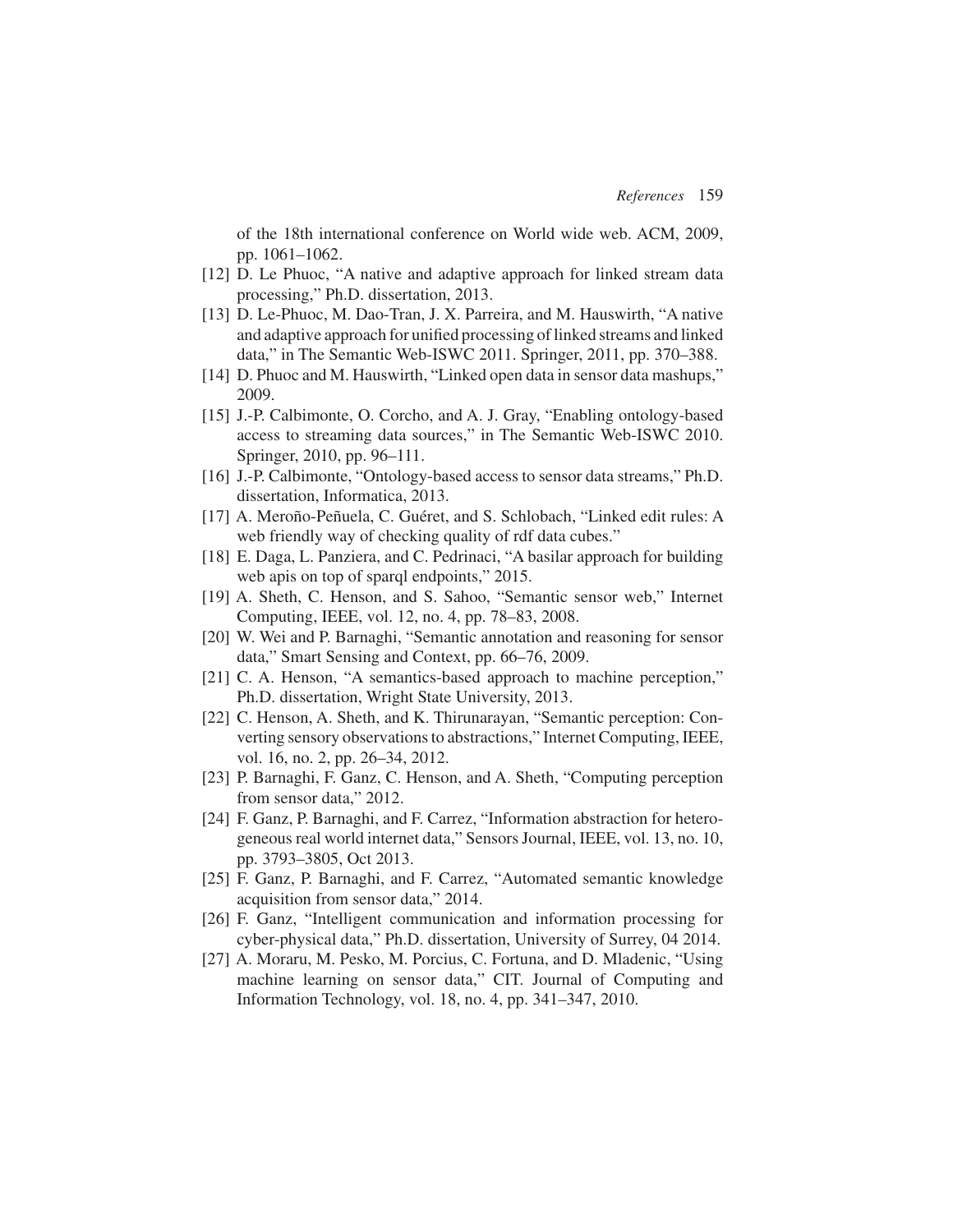of the 18th international conference on World wide web. ACM, 2009, pp. 1061–1062.

[12] D. Le Phuoc, "A native and adaptive approach for linked stream data processing," Ph.D. dissertation, 2013.

[13] D. Le-Phuoc, M. Dao-Tran, J. X. Parreira, and M. Hauswirth, "A native and adaptive approach for unified processing of linked streams and linked data," in The Semantic Web-ISWC 2011. Springer, 2011, pp. 370–388.

[14] D. Phuoc and M. Hauswirth, "Linked open data in sensor data mashups," 2009.

[15] J.-P. Calbimonte, O. Corcho, and A. J. Gray, "Enabling ontology-based access to streaming data sources," in The Semantic Web-ISWC 2010. Springer, 2010, pp. 96–111.

[16] J.-P. Calbimonte, "Ontology-based access to sensor data streams," Ph.D. dissertation, Informatica, 2013.

[17] A. Meroño-Peñuela, C. Guéret, and S. Schlobach, "Linked edit rules: A web friendly way of checking quality of rdf data cubes."

[18] E. Daga, L. Panziera, and C. Pedrinaci, "A basilar approach for building web apis on top of sparql endpoints," 2015.

[19] A. Sheth, C. Henson, and S. Sahoo, "Semantic sensor web," Internet Computing, IEEE, vol. 12, no. 4, pp. 78–83, 2008.

[20] W. Wei and P. Barnaghi, "Semantic annotation and reasoning for sensor data," Smart Sensing and Context, pp. 66–76, 2009.

[21] C. A. Henson, "A semantics-based approach to machine perception," Ph.D. dissertation, Wright State University, 2013.

[22] C. Henson, A. Sheth, and K. Thirunarayan, "Semantic perception: Converting sensory observations to abstractions," Internet Computing, IEEE, vol. 16, no. 2, pp. 26–34, 2012.

[23] P. Barnaghi, F. Ganz, C. Henson, and A. Sheth, "Computing perception from sensor data," 2012.

[24] F. Ganz, P. Barnaghi, and F. Carrez, "Information abstraction for heterogeneous real world internet data," Sensors Journal, IEEE, vol. 13, no. 10, pp. 3793–3805, Oct 2013.

[25] F. Ganz, P. Barnaghi, and F. Carrez, "Automated semantic knowledge acquisition from sensor data," 2014.

[26] F. Ganz, "Intelligent communication and information processing for cyber-physical data," Ph.D. dissertation, University of Surrey, 04 2014.

[27] A. Moraru, M. Pesko, M. Porcius, C. Fortuna, and D. Mladenic, "Using machine learning on sensor data," CIT. Journal of Computing and Information Technology, vol. 18, no. 4, pp. 341–347, 2010.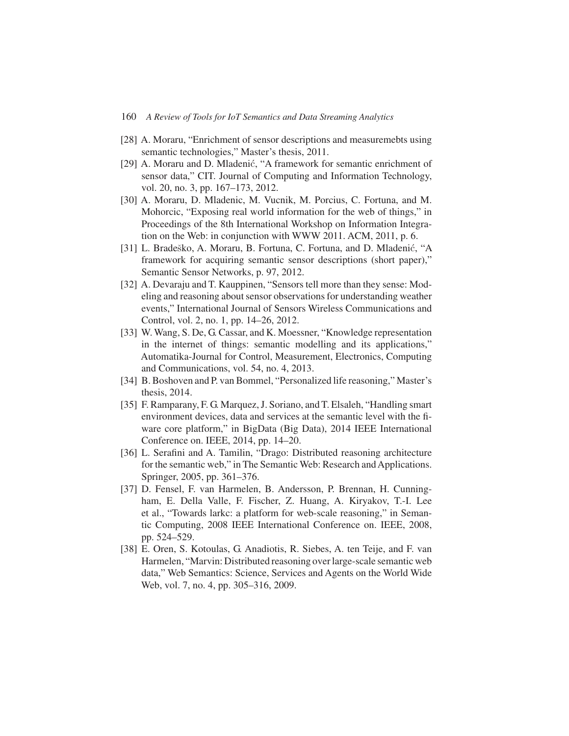[28] A. Moraru, “Enrichment of sensor descriptions and measuremebts using semantic technologies,” Master’s thesis, 2011.

[29] A. Moraru and D. Mladenić, “A framework for semantic enrichment of sensor data,” CIT. Journal of Computing and Information Technology, vol. 20, no. 3, pp. 167–173, 2012.

[30] A. Moraru, D. Mladenic, M. Vucnik, M. Porcius, C. Fortuna, and M. Mohorcic, “Exposing real world information for the web of things,” in Proceedings of the 8th International Workshop on Information Integration on the Web: in conjunction with WWW 2011. ACM, 2011, p. 6.

[31] L. Bradeško, A. Moraru, B. Fortuna, C. Fortuna, and D. Mladenić, “A framework for acquiring semantic sensor descriptions (short paper),” Semantic Sensor Networks, p. 97, 2012.

[32] A. Devaraju and T. Kauppinen, “Sensors tell more than they sense: Modeling and reasoning about sensor observations for understanding weather events,” International Journal of Sensors Wireless Communications and Control, vol. 2, no. 1, pp. 14–26, 2012.

[33] W. Wang, S. De, G. Cassar, and K. Moessner, “Knowledge representation in the internet of things: semantic modelling and its applications,” Automatika-Journal for Control, Measurement, Electronics, Computing and Communications, vol. 54, no. 4, 2013.

[34] B. Boshoven and P. van Bommel, “Personalized life reasoning,” Master’s thesis, 2014.

[35] F. Ramparany, F. G. Marquez, J. Soriano, and T. Elsaleh, “Handling smart environment devices, data and services at the semantic level with the fiware core platform,” in BigData (Big Data), 2014 IEEE International Conference on. IEEE, 2014, pp. 14–20.

[36] L. Serafini and A. Tamilin, “Drago: Distributed reasoning architecture for the semantic web,” in The Semantic Web: Research and Applications. Springer, 2005, pp. 361–376.

[37] D. Fensel, F. van Harmelen, B. Andersson, P. Brennan, H. Cunningham, E. Della Valle, F. Fischer, Z. Huang, A. Kiryakov, T.-I. Lee et al., “Towards larkc: a platform for web-scale reasoning,” in Semantic Computing, 2008 IEEE International Conference on. IEEE, 2008, pp. 524–529.

[38] E. Oren, S. Kotoulas, G. Anadiotis, R. Siebes, A. ten Teije, and F. van Harmelen, “Marvin: Distributed reasoning over large-scale semantic web data,” Web Semantics: Science, Services and Agents on the World Wide Web, vol. 7, no. 4, pp. 305–316, 2009.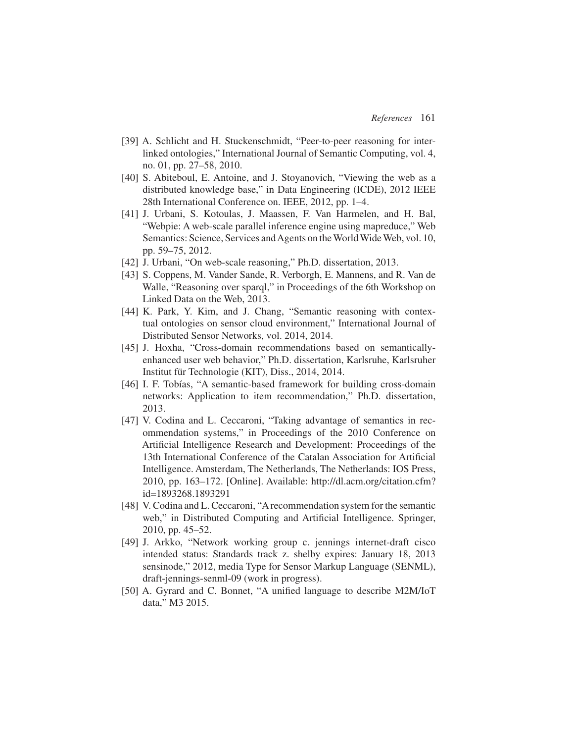[39] A. Schlicht and H. Stuckenschmidt, "Peer-to-peer reasoning for interlinked ontologies," International Journal of Semantic Computing, vol. 4, no. 01, pp. 27–58, 2010.

[40] S. Abiteboul, E. Antoine, and J. Stoyanovich, "Viewing the web as a distributed knowledge base," in Data Engineering (ICDE), 2012 IEEE 28th International Conference on. IEEE, 2012, pp. 1–4.

[41] J. Urbani, S. Kotoulas, J. Maassen, F. Van Harmelen, and H. Bal, "Webpie: A web-scale parallel inference engine using mapreduce," Web Semantics: Science, Services and Agents on the World Wide Web, vol. 10, pp. 59–75, 2012.

[42] J. Urbani, "On web-scale reasoning," Ph.D. dissertation, 2013.

[43] S. Coppens, M. Vander Sande, R. Verborgh, E. Mannens, and R. Van de Walle, "Reasoning over sparql," in Proceedings of the 6th Workshop on Linked Data on the Web, 2013.

[44] K. Park, Y. Kim, and J. Chang, "Semantic reasoning with contextual ontologies on sensor cloud environment," International Journal of Distributed Sensor Networks, vol. 2014, 2014.

[45] J. Hoxha, "Cross-domain recommendations based on semantically-enhanced user web behavior," Ph.D. dissertation, Karlsruhe, Karlsruher Institut für Technologie (KIT), Diss., 2014, 2014.

[46] I. F. Tobías, "A semantic-based framework for building cross-domain networks: Application to item recommendation," Ph.D. dissertation, 2013.

[47] V. Codina and L. Ceccaroni, "Taking advantage of semantics in recommendation systems," in Proceedings of the 2010 Conference on Artificial Intelligence Research and Development: Proceedings of the 13th International Conference of the Catalan Association for Artificial Intelligence. Amsterdam, The Netherlands, The Netherlands: IOS Press, 2010, pp. 163–172. [Online]. Available: http://dl.acm.org/citation.cfm?id=1893268.1893291

[48] V. Codina and L. Ceccaroni, "A recommendation system for the semantic web," in Distributed Computing and Artificial Intelligence. Springer, 2010, pp. 45–52.

[49] J. Arkko, "Network working group c. jennings internet-draft cisco intended status: Standards track z. shelby expires: January 18, 2013 sensinode," 2012, media Type for Sensor Markup Language (SENML), draft-jennings-senml-09 (work in progress).

[50] A. Gyrard and C. Bonnet, "A unified language to describe M2M/IoT data," M3 2015.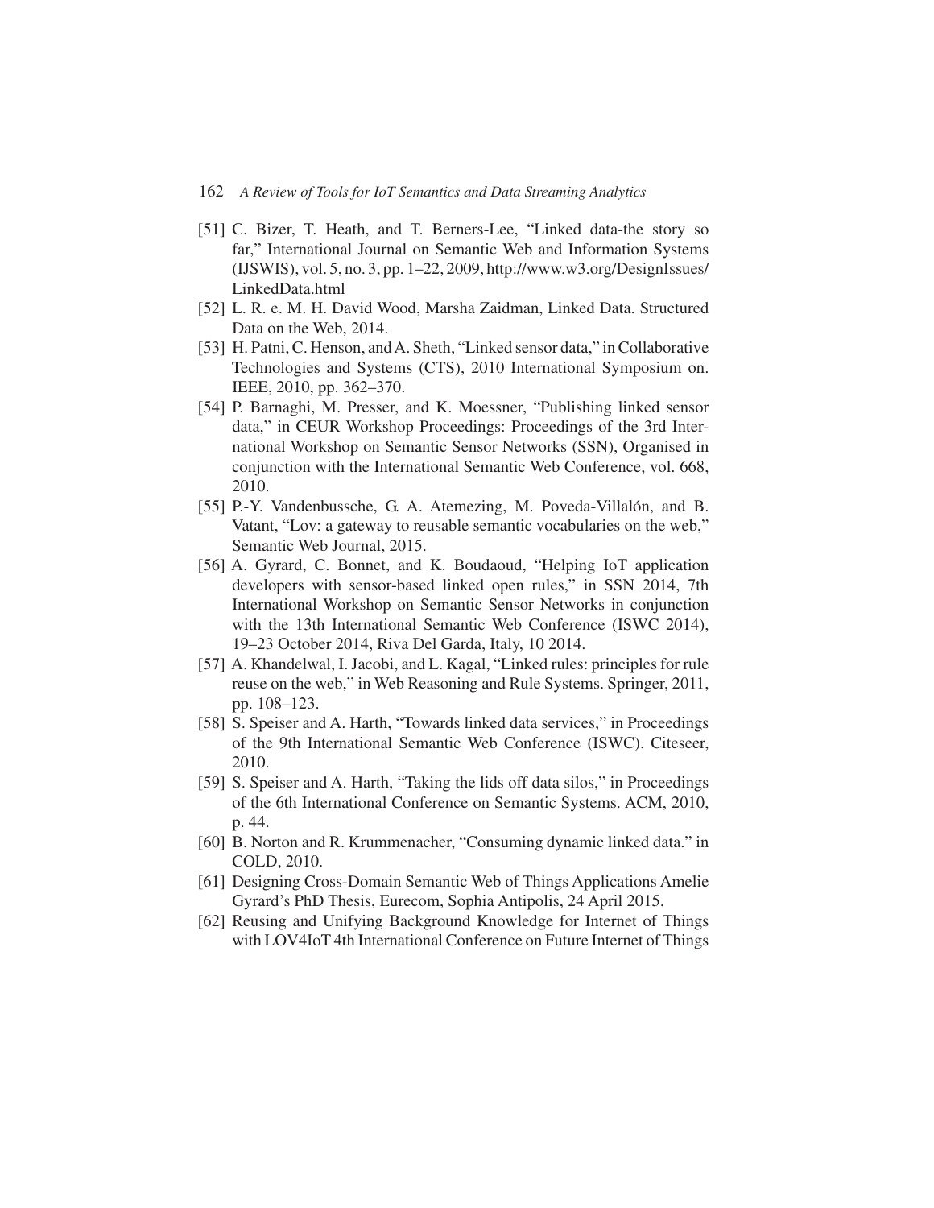[51] C. Bizer, T. Heath, and T. Berners-Lee, "Linked data-the story so far," International Journal on Semantic Web and Information Systems (IJSWIS), vol. 5, no. 3, pp. 1–22, 2009, http://www.w3.org/DesignIssues/LinkedData.html

[52] L. R. e. M. H. David Wood, Marsha Zaidman, Linked Data. Structured Data on the Web, 2014.

[53] H. Patni, C. Henson, and A. Sheth, "Linked sensor data," in Collaborative Technologies and Systems (CTS), 2010 International Symposium on. IEEE, 2010, pp. 362–370.

[54] P. Barnaghi, M. Presser, and K. Moessner, "Publishing linked sensor data," in CEUR Workshop Proceedings: Proceedings of the 3rd International Workshop on Semantic Sensor Networks (SSN), Organised in conjunction with the International Semantic Web Conference, vol. 668, 2010.

[55] P.-Y. Vandenbussche, G. A. Atemezing, M. Poveda-Villalón, and B. Vatant, "Lov: a gateway to reusable semantic vocabularies on the web," Semantic Web Journal, 2015.

[56] A. Gyrard, C. Bonnet, and K. Boudaoud, "Helping IoT application developers with sensor-based linked open rules," in SSN 2014, 7th International Workshop on Semantic Sensor Networks in conjunction with the 13th International Semantic Web Conference (ISWC 2014), 19–23 October 2014, Riva Del Garda, Italy, 10 2014.

[57] A. Khandelwal, I. Jacobi, and L. Kagal, "Linked rules: principles for rule reuse on the web," in Web Reasoning and Rule Systems. Springer, 2011, pp. 108–123.

[58] S. Speiser and A. Harth, "Towards linked data services," in Proceedings of the 9th International Semantic Web Conference (ISWC). Citeseer, 2010.

[59] S. Speiser and A. Harth, "Taking the lids off data silos," in Proceedings of the 6th International Conference on Semantic Systems. ACM, 2010, p. 44.

[60] B. Norton and R. Krummenacher, "Consuming dynamic linked data." in COLD, 2010.

[61] Designing Cross-Domain Semantic Web of Things Applications Amelie Gyrard's PhD Thesis, Eurecom, Sophia Antipolis, 24 April 2015.

[62] Reusing and Unifying Background Knowledge for Internet of Things with LOV4IoT 4th International Conference on Future Internet of Things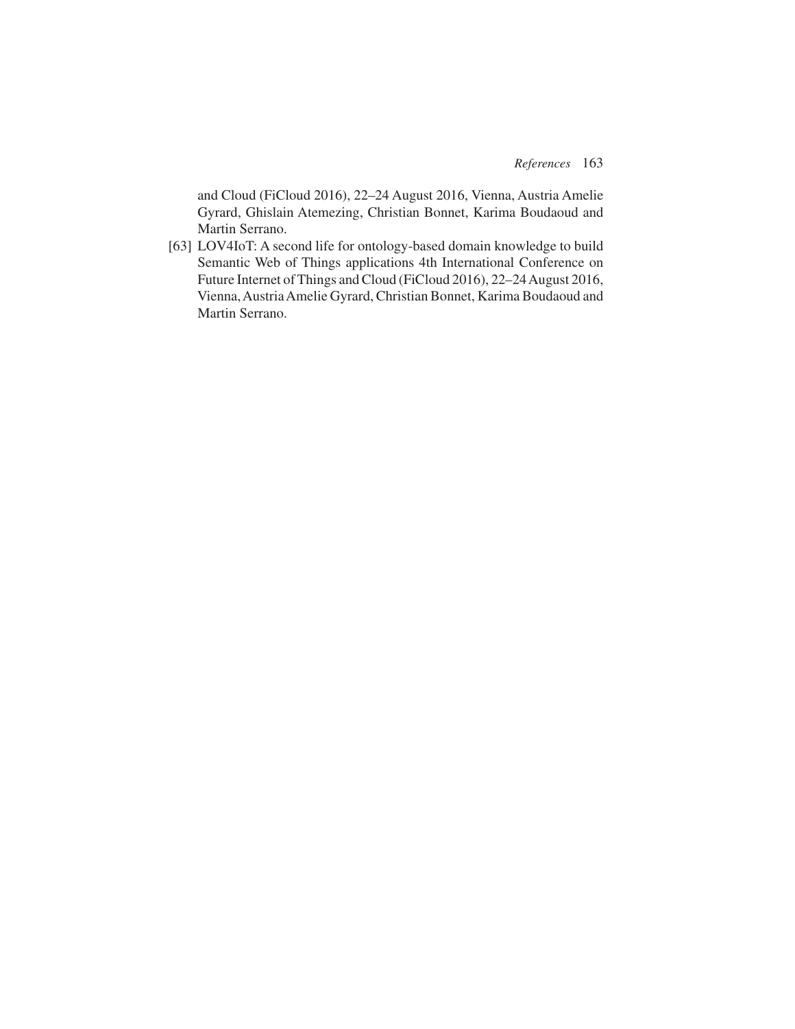and Cloud (FiCloud 2016), 22–24 August 2016, Vienna, Austria Amelie Gyrard, Ghislain Atemezing, Christian Bonnet, Karima Boudaoud and Martin Serrano.

[63] LOV4IoT: A second life for ontology-based domain knowledge to build Semantic Web of Things applications 4th International Conference on Future Internet of Things and Cloud (FiCloud 2016), 22–24 August 2016, Vienna, Austria Amelie Gyrard, Christian Bonnet, Karima Boudaoud and Martin Serrano.